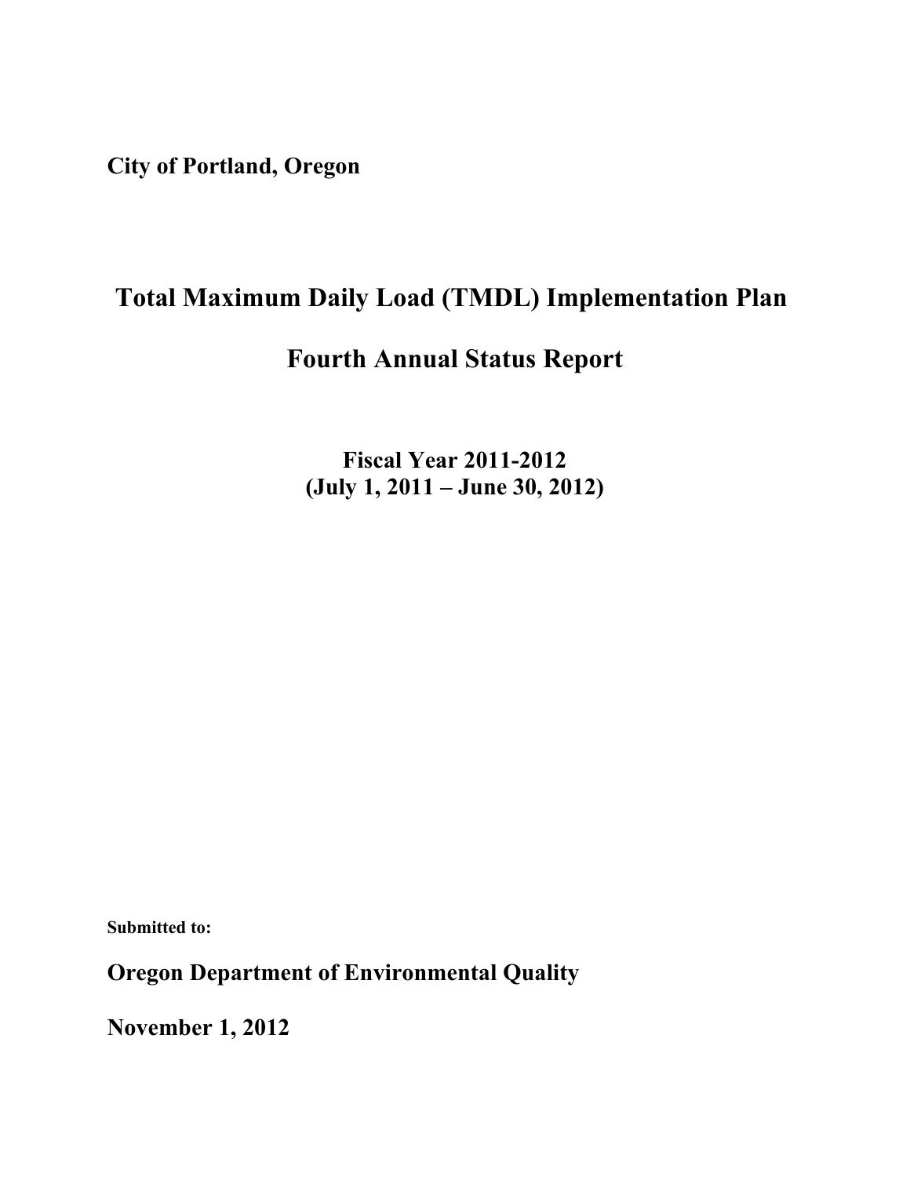**City of Portland, Oregon**

# Total Maximum Daily Load (TMDL) Implementation Plan

# Fourth Annual Status Report

**Fiscal Year 2011-2012**
**(July 1, 2011 – June 30, 2012)**

**Submitted to:**

**Oregon Department of Environmental Quality**

**November 1, 2012**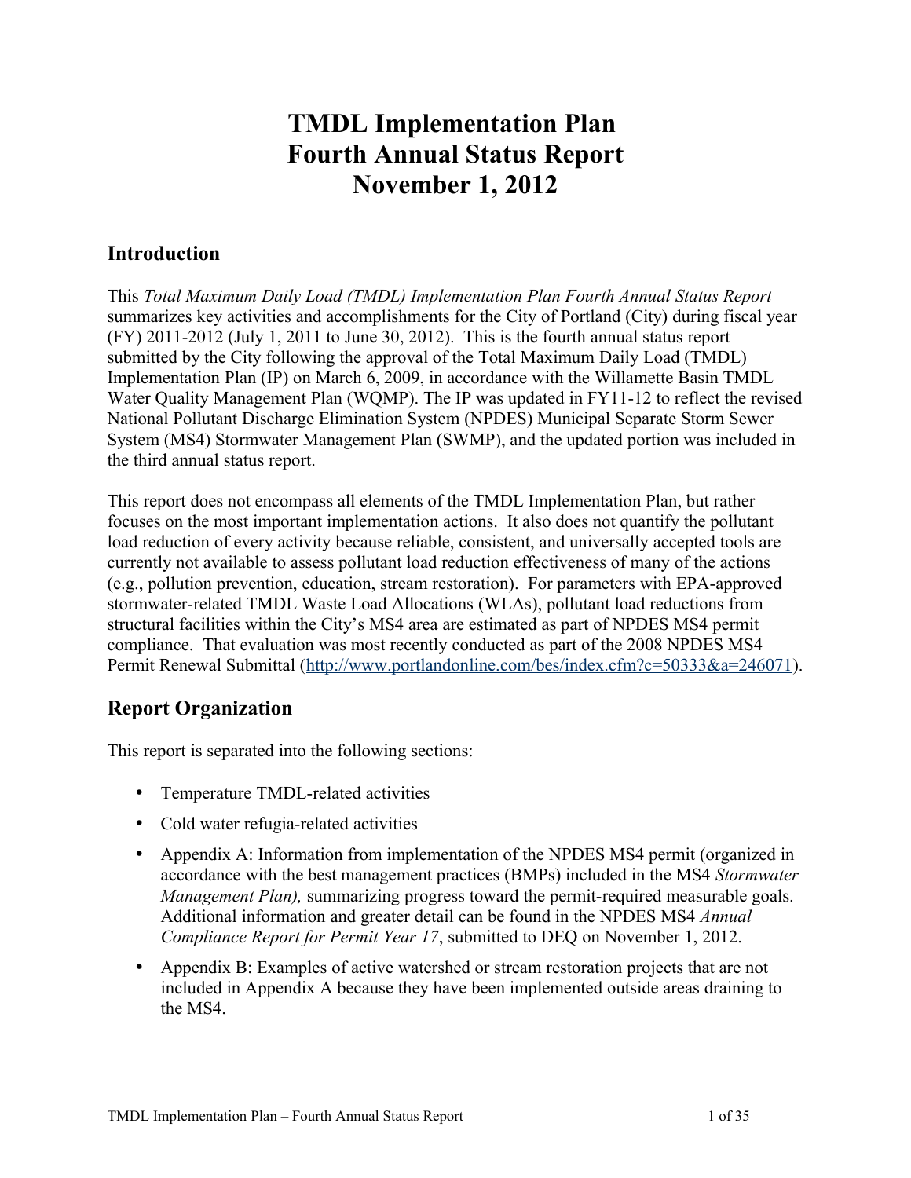# TMDL Implementation Plan
# Fourth Annual Status Report
# November 1, 2012

## Introduction

This *Total Maximum Daily Load (TMDL) Implementation Plan Fourth Annual Status Report* summarizes key activities and accomplishments for the City of Portland (City) during fiscal year (FY) 2011-2012 (July 1, 2011 to June 30, 2012). This is the fourth annual status report submitted by the City following the approval of the Total Maximum Daily Load (TMDL) Implementation Plan (IP) on March 6, 2009, in accordance with the Willamette Basin TMDL Water Quality Management Plan (WQMP). The IP was updated in FY11-12 to reflect the revised National Pollutant Discharge Elimination System (NPDES) Municipal Separate Storm Sewer System (MS4) Stormwater Management Plan (SWMP), and the updated portion was included in the third annual status report.

This report does not encompass all elements of the TMDL Implementation Plan, but rather focuses on the most important implementation actions. It also does not quantify the pollutant load reduction of every activity because reliable, consistent, and universally accepted tools are currently not available to assess pollutant load reduction effectiveness of many of the actions (e.g., pollution prevention, education, stream restoration). For parameters with EPA-approved stormwater-related TMDL Waste Load Allocations (WLAs), pollutant load reductions from structural facilities within the City's MS4 area are estimated as part of NPDES MS4 permit compliance. That evaluation was most recently conducted as part of the 2008 NPDES MS4 Permit Renewal Submittal (http://www.portlandonline.com/bes/index.cfm?c=50333&a=246071).

## Report Organization

This report is separated into the following sections:

- Temperature TMDL-related activities
- Cold water refugia-related activities
- Appendix A: Information from implementation of the NPDES MS4 permit (organized in accordance with the best management practices (BMPs) included in the MS4 *Stormwater Management Plan),* summarizing progress toward the permit-required measurable goals. Additional information and greater detail can be found in the NPDES MS4 *Annual Compliance Report for Permit Year 17*, submitted to DEQ on November 1, 2012.
- Appendix B: Examples of active watershed or stream restoration projects that are not included in Appendix A because they have been implemented outside areas draining to the MS4.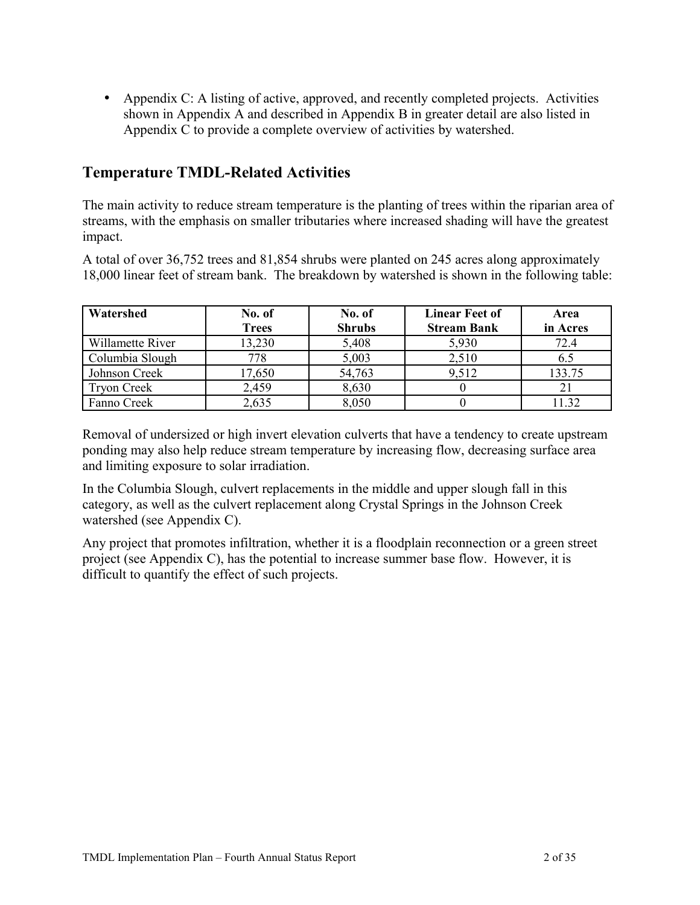- Appendix C: A listing of active, approved, and recently completed projects. Activities shown in Appendix A and described in Appendix B in greater detail are also listed in Appendix C to provide a complete overview of activities by watershed.

## Temperature TMDL-Related Activities

The main activity to reduce stream temperature is the planting of trees within the riparian area of streams, with the emphasis on smaller tributaries where increased shading will have the greatest impact.

A total of over 36,752 trees and 81,854 shrubs were planted on 245 acres along approximately 18,000 linear feet of stream bank. The breakdown by watershed is shown in the following table:

| Watershed | No. of Trees | No. of Shrubs | Linear Feet of Stream Bank | Area in Acres |
|---|---|---|---|---|
| Willamette River | 13,230 | 5,408 | 5,930 | 72.4 |
| Columbia Slough | 778 | 5,003 | 2,510 | 6.5 |
| Johnson Creek | 17,650 | 54,763 | 9,512 | 133.75 |
| Tryon Creek | 2,459 | 8,630 | 0 | 21 |
| Fanno Creek | 2,635 | 8,050 | 0 | 11.32 |

Removal of undersized or high invert elevation culverts that have a tendency to create upstream ponding may also help reduce stream temperature by increasing flow, decreasing surface area and limiting exposure to solar irradiation.

In the Columbia Slough, culvert replacements in the middle and upper slough fall in this category, as well as the culvert replacement along Crystal Springs in the Johnson Creek watershed (see Appendix C).

Any project that promotes infiltration, whether it is a floodplain reconnection or a green street project (see Appendix C), has the potential to increase summer base flow. However, it is difficult to quantify the effect of such projects.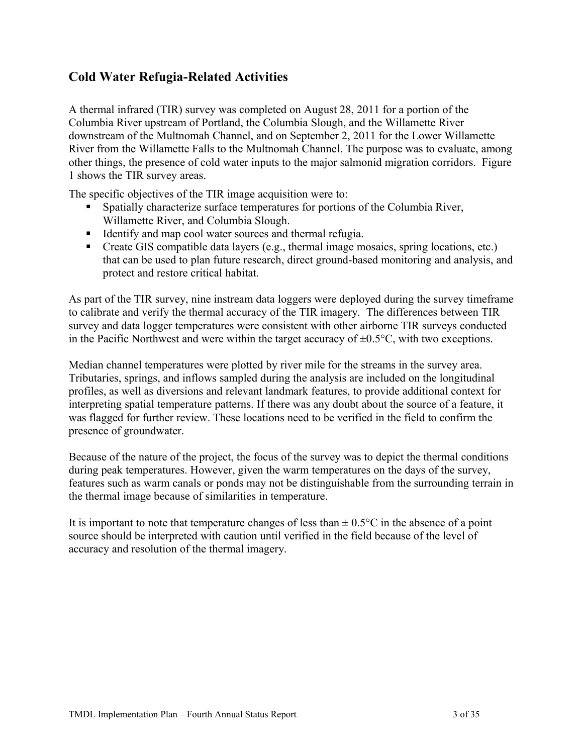## Cold Water Refugia-Related Activities

A thermal infrared (TIR) survey was completed on August 28, 2011 for a portion of the Columbia River upstream of Portland, the Columbia Slough, and the Willamette River downstream of the Multnomah Channel, and on September 2, 2011 for the Lower Willamette River from the Willamette Falls to the Multnomah Channel. The purpose was to evaluate, among other things, the presence of cold water inputs to the major salmonid migration corridors. Figure 1 shows the TIR survey areas.

The specific objectives of the TIR image acquisition were to:

- Spatially characterize surface temperatures for portions of the Columbia River, Willamette River, and Columbia Slough.
- Identify and map cool water sources and thermal refugia.
- Create GIS compatible data layers (e.g., thermal image mosaics, spring locations, etc.) that can be used to plan future research, direct ground-based monitoring and analysis, and protect and restore critical habitat.

As part of the TIR survey, nine instream data loggers were deployed during the survey timeframe to calibrate and verify the thermal accuracy of the TIR imagery. The differences between TIR survey and data logger temperatures were consistent with other airborne TIR surveys conducted in the Pacific Northwest and were within the target accuracy of ±0.5°C, with two exceptions.

Median channel temperatures were plotted by river mile for the streams in the survey area. Tributaries, springs, and inflows sampled during the analysis are included on the longitudinal profiles, as well as diversions and relevant landmark features, to provide additional context for interpreting spatial temperature patterns. If there was any doubt about the source of a feature, it was flagged for further review. These locations need to be verified in the field to confirm the presence of groundwater.

Because of the nature of the project, the focus of the survey was to depict the thermal conditions during peak temperatures. However, given the warm temperatures on the days of the survey, features such as warm canals or ponds may not be distinguishable from the surrounding terrain in the thermal image because of similarities in temperature.

It is important to note that temperature changes of less than ± 0.5°C in the absence of a point source should be interpreted with caution until verified in the field because of the level of accuracy and resolution of the thermal imagery.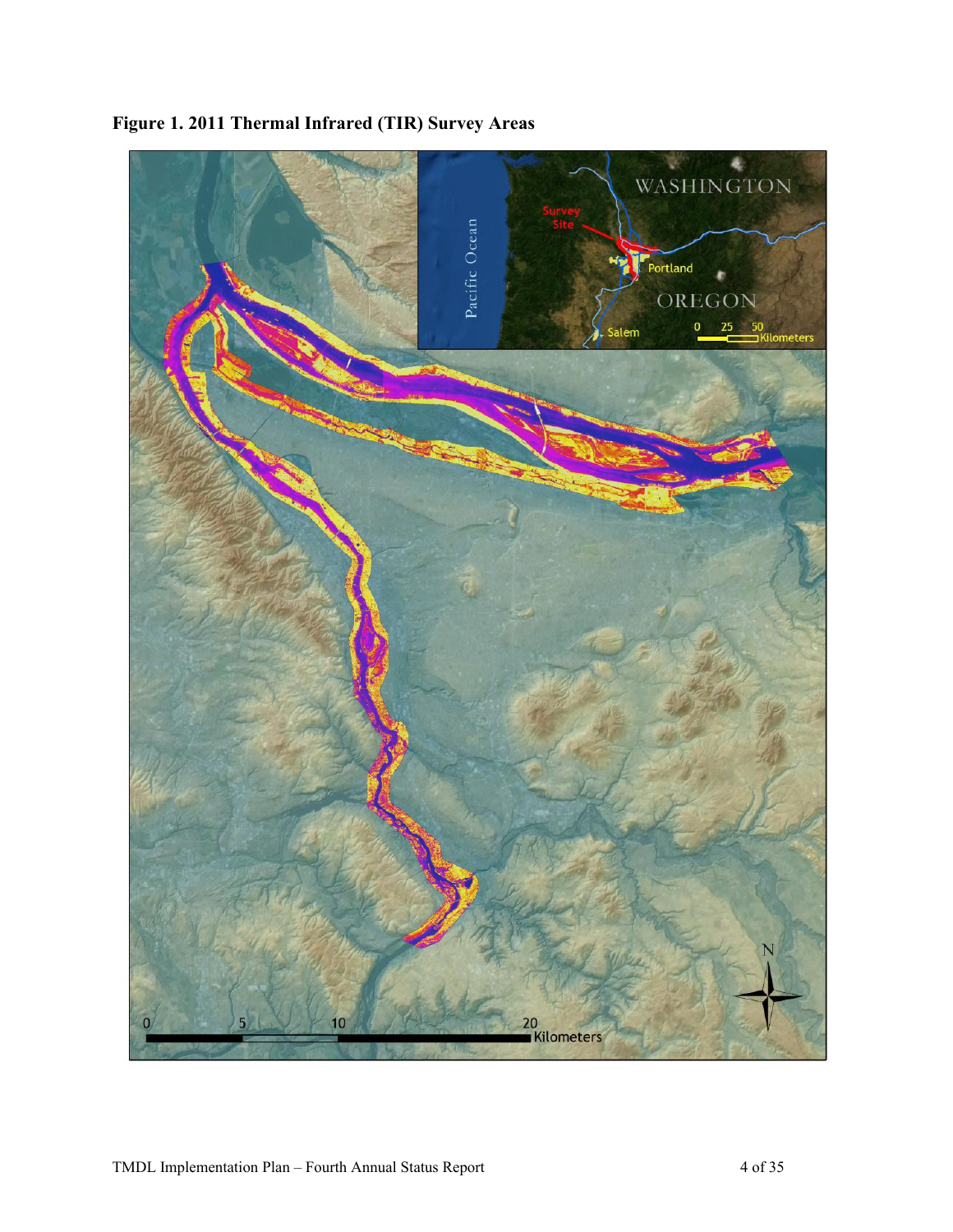**Figure 1. 2011 Thermal Infrared (TIR) Survey Areas**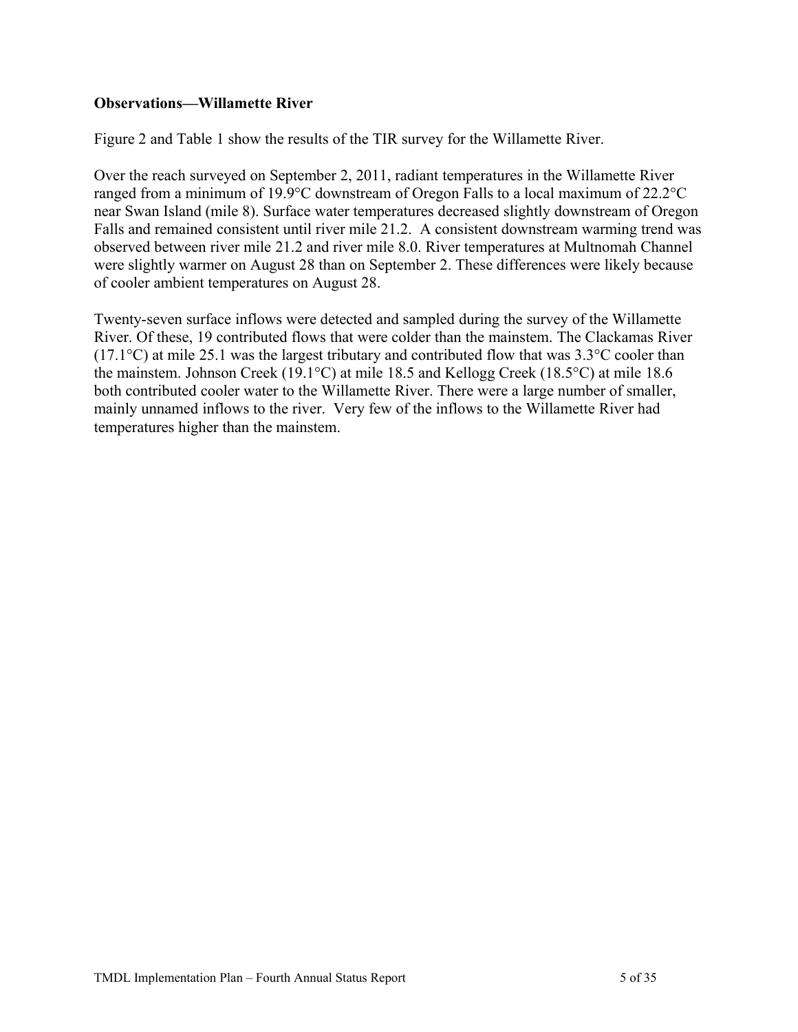**Observations—Willamette River**

Figure 2 and Table 1 show the results of the TIR survey for the Willamette River.

Over the reach surveyed on September 2, 2011, radiant temperatures in the Willamette River ranged from a minimum of 19.9°C downstream of Oregon Falls to a local maximum of 22.2°C near Swan Island (mile 8). Surface water temperatures decreased slightly downstream of Oregon Falls and remained consistent until river mile 21.2. A consistent downstream warming trend was observed between river mile 21.2 and river mile 8.0. River temperatures at Multnomah Channel were slightly warmer on August 28 than on September 2. These differences were likely because of cooler ambient temperatures on August 28.

Twenty-seven surface inflows were detected and sampled during the survey of the Willamette River. Of these, 19 contributed flows that were colder than the mainstem. The Clackamas River (17.1°C) at mile 25.1 was the largest tributary and contributed flow that was 3.3°C cooler than the mainstem. Johnson Creek (19.1°C) at mile 18.5 and Kellogg Creek (18.5°C) at mile 18.6 both contributed cooler water to the Willamette River. There were a large number of smaller, mainly unnamed inflows to the river. Very few of the inflows to the Willamette River had temperatures higher than the mainstem.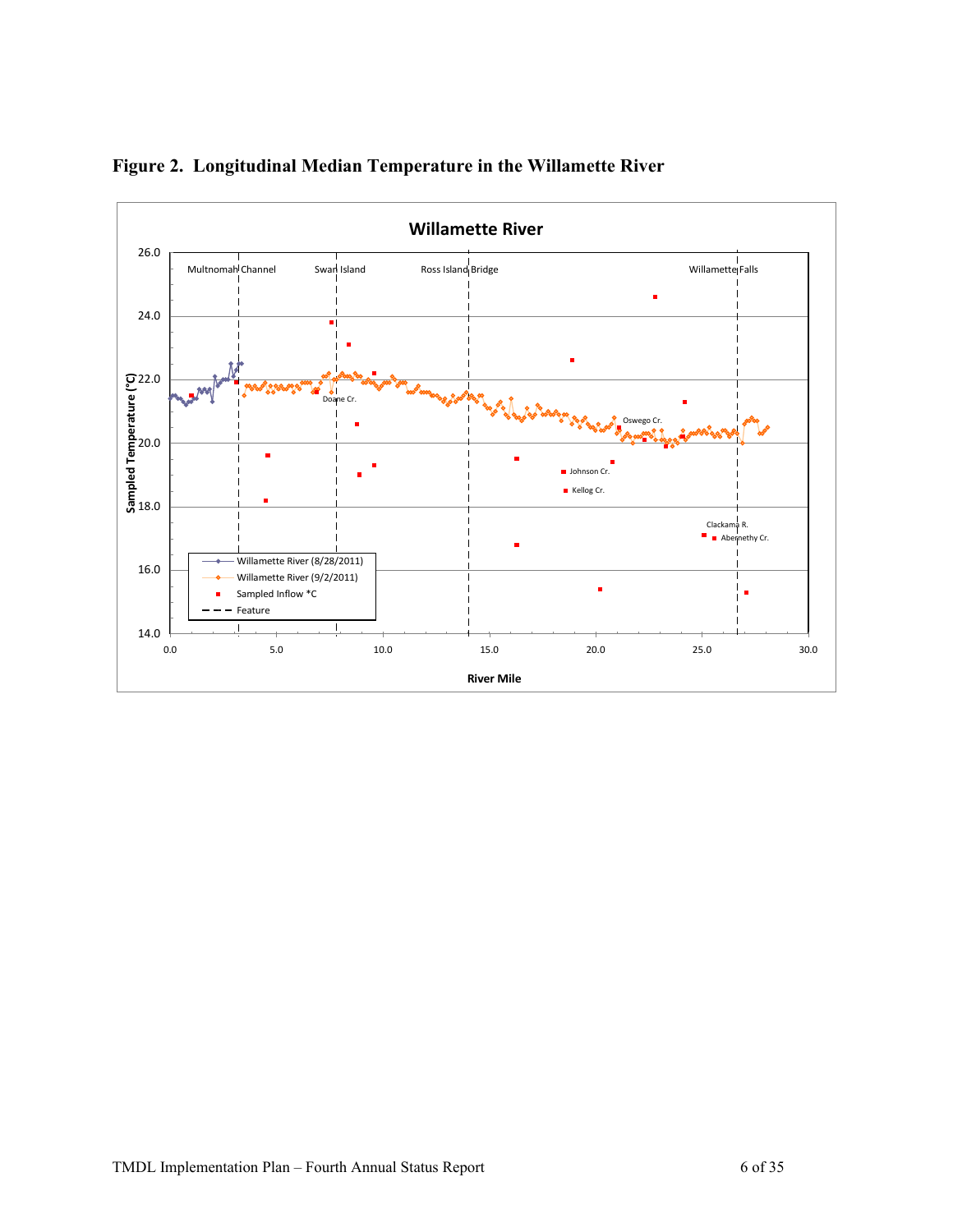**Figure 2. Longitudinal Median Temperature in the Willamette River**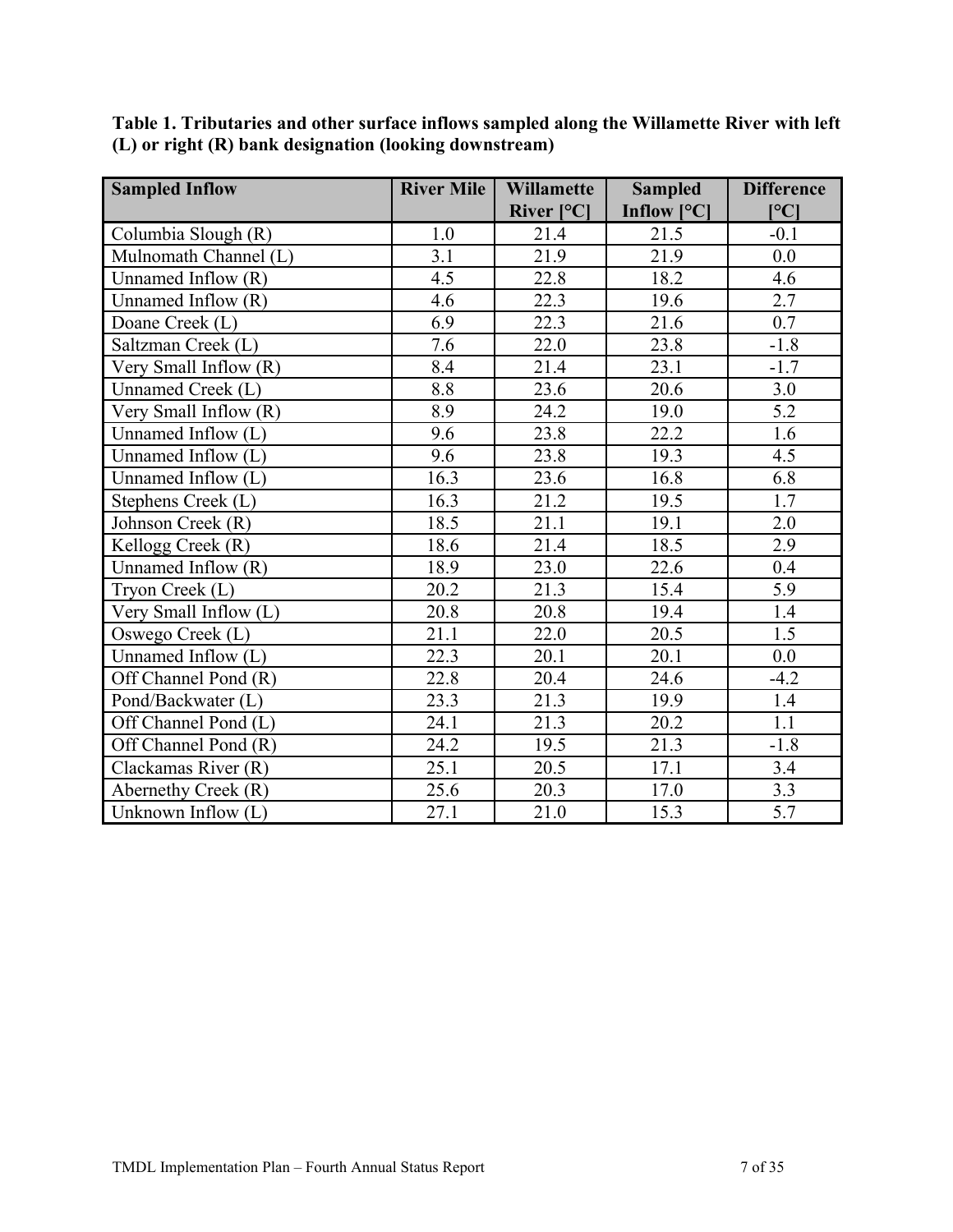**Table 1. Tributaries and other surface inflows sampled along the Willamette River with left (L) or right (R) bank designation (looking downstream)**

| Sampled Inflow | River Mile | Willamette River [°C] | Sampled Inflow [°C] | Difference [°C] |
|---|---|---|---|---|
| Columbia Slough (R) | 1.0 | 21.4 | 21.5 | -0.1 |
| Mulnomath Channel (L) | 3.1 | 21.9 | 21.9 | 0.0 |
| Unnamed Inflow (R) | 4.5 | 22.8 | 18.2 | 4.6 |
| Unnamed Inflow (R) | 4.6 | 22.3 | 19.6 | 2.7 |
| Doane Creek (L) | 6.9 | 22.3 | 21.6 | 0.7 |
| Saltzman Creek (L) | 7.6 | 22.0 | 23.8 | -1.8 |
| Very Small Inflow (R) | 8.4 | 21.4 | 23.1 | -1.7 |
| Unnamed Creek (L) | 8.8 | 23.6 | 20.6 | 3.0 |
| Very Small Inflow (R) | 8.9 | 24.2 | 19.0 | 5.2 |
| Unnamed Inflow (L) | 9.6 | 23.8 | 22.2 | 1.6 |
| Unnamed Inflow (L) | 9.6 | 23.8 | 19.3 | 4.5 |
| Unnamed Inflow (L) | 16.3 | 23.6 | 16.8 | 6.8 |
| Stephens Creek (L) | 16.3 | 21.2 | 19.5 | 1.7 |
| Johnson Creek (R) | 18.5 | 21.1 | 19.1 | 2.0 |
| Kellogg Creek (R) | 18.6 | 21.4 | 18.5 | 2.9 |
| Unnamed Inflow (R) | 18.9 | 23.0 | 22.6 | 0.4 |
| Tryon Creek (L) | 20.2 | 21.3 | 15.4 | 5.9 |
| Very Small Inflow (L) | 20.8 | 20.8 | 19.4 | 1.4 |
| Oswego Creek (L) | 21.1 | 22.0 | 20.5 | 1.5 |
| Unnamed Inflow (L) | 22.3 | 20.1 | 20.1 | 0.0 |
| Off Channel Pond (R) | 22.8 | 20.4 | 24.6 | -4.2 |
| Pond/Backwater (L) | 23.3 | 21.3 | 19.9 | 1.4 |
| Off Channel Pond (L) | 24.1 | 21.3 | 20.2 | 1.1 |
| Off Channel Pond (R) | 24.2 | 19.5 | 21.3 | -1.8 |
| Clackamas River (R) | 25.1 | 20.5 | 17.1 | 3.4 |
| Abernethy Creek (R) | 25.6 | 20.3 | 17.0 | 3.3 |
| Unknown Inflow (L) | 27.1 | 21.0 | 15.3 | 5.7 |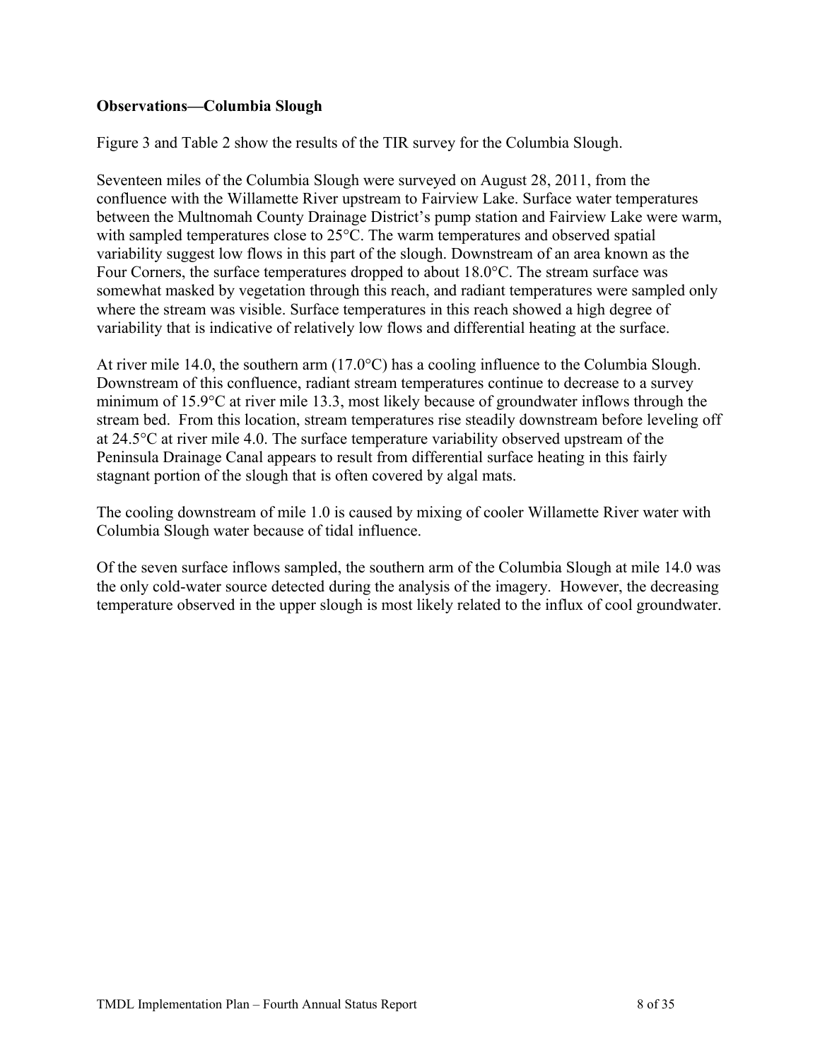**Observations—Columbia Slough**

Figure 3 and Table 2 show the results of the TIR survey for the Columbia Slough.

Seventeen miles of the Columbia Slough were surveyed on August 28, 2011, from the confluence with the Willamette River upstream to Fairview Lake. Surface water temperatures between the Multnomah County Drainage District's pump station and Fairview Lake were warm, with sampled temperatures close to 25°C. The warm temperatures and observed spatial variability suggest low flows in this part of the slough. Downstream of an area known as the Four Corners, the surface temperatures dropped to about 18.0°C. The stream surface was somewhat masked by vegetation through this reach, and radiant temperatures were sampled only where the stream was visible. Surface temperatures in this reach showed a high degree of variability that is indicative of relatively low flows and differential heating at the surface.

At river mile 14.0, the southern arm (17.0°C) has a cooling influence to the Columbia Slough. Downstream of this confluence, radiant stream temperatures continue to decrease to a survey minimum of 15.9°C at river mile 13.3, most likely because of groundwater inflows through the stream bed. From this location, stream temperatures rise steadily downstream before leveling off at 24.5°C at river mile 4.0. The surface temperature variability observed upstream of the Peninsula Drainage Canal appears to result from differential surface heating in this fairly stagnant portion of the slough that is often covered by algal mats.

The cooling downstream of mile 1.0 is caused by mixing of cooler Willamette River water with Columbia Slough water because of tidal influence.

Of the seven surface inflows sampled, the southern arm of the Columbia Slough at mile 14.0 was the only cold-water source detected during the analysis of the imagery. However, the decreasing temperature observed in the upper slough is most likely related to the influx of cool groundwater.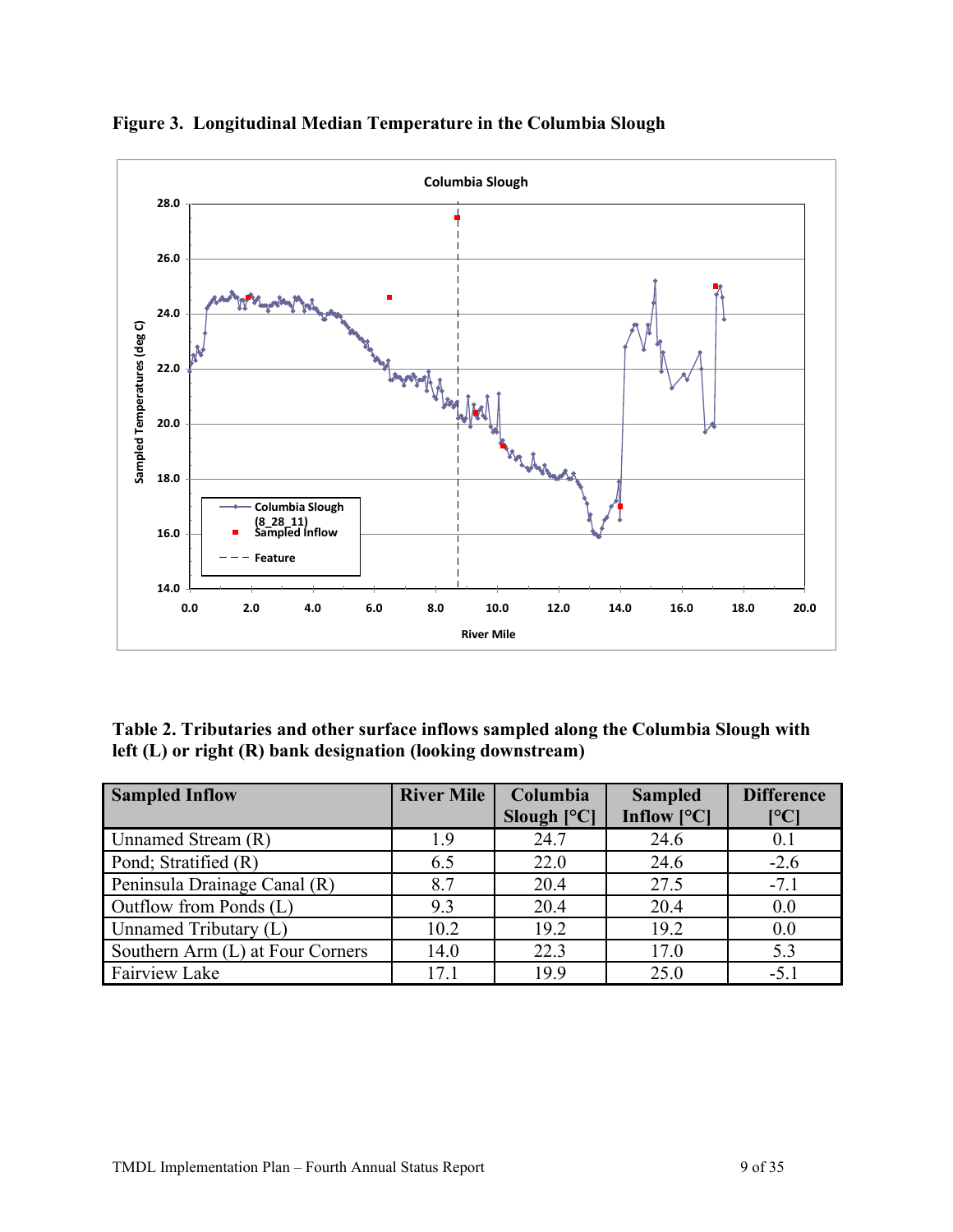**Figure 3. Longitudinal Median Temperature in the Columbia Slough**

**Table 2. Tributaries and other surface inflows sampled along the Columbia Slough with left (L) or right (R) bank designation (looking downstream)**

| Sampled Inflow | River Mile | Columbia Slough [°C] | Sampled Inflow [°C] | Difference [°C] |
|---|---|---|---|---|
| Unnamed Stream (R) | 1.9 | 24.7 | 24.6 | 0.1 |
| Pond; Stratified (R) | 6.5 | 22.0 | 24.6 | -2.6 |
| Peninsula Drainage Canal (R) | 8.7 | 20.4 | 27.5 | -7.1 |
| Outflow from Ponds (L) | 9.3 | 20.4 | 20.4 | 0.0 |
| Unnamed Tributary (L) | 10.2 | 19.2 | 19.2 | 0.0 |
| Southern Arm (L) at Four Corners | 14.0 | 22.3 | 17.0 | 5.3 |
| Fairview Lake | 17.1 | 19.9 | 25.0 | -5.1 |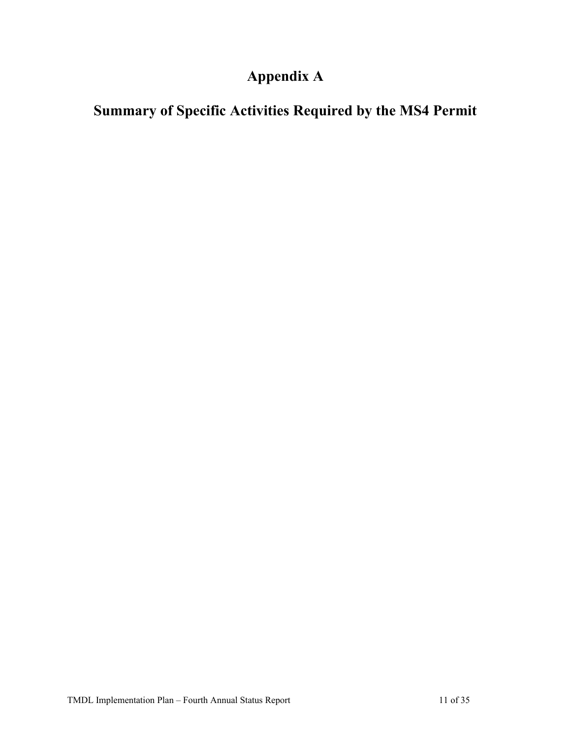# Appendix A

# Summary of Specific Activities Required by the MS4 Permit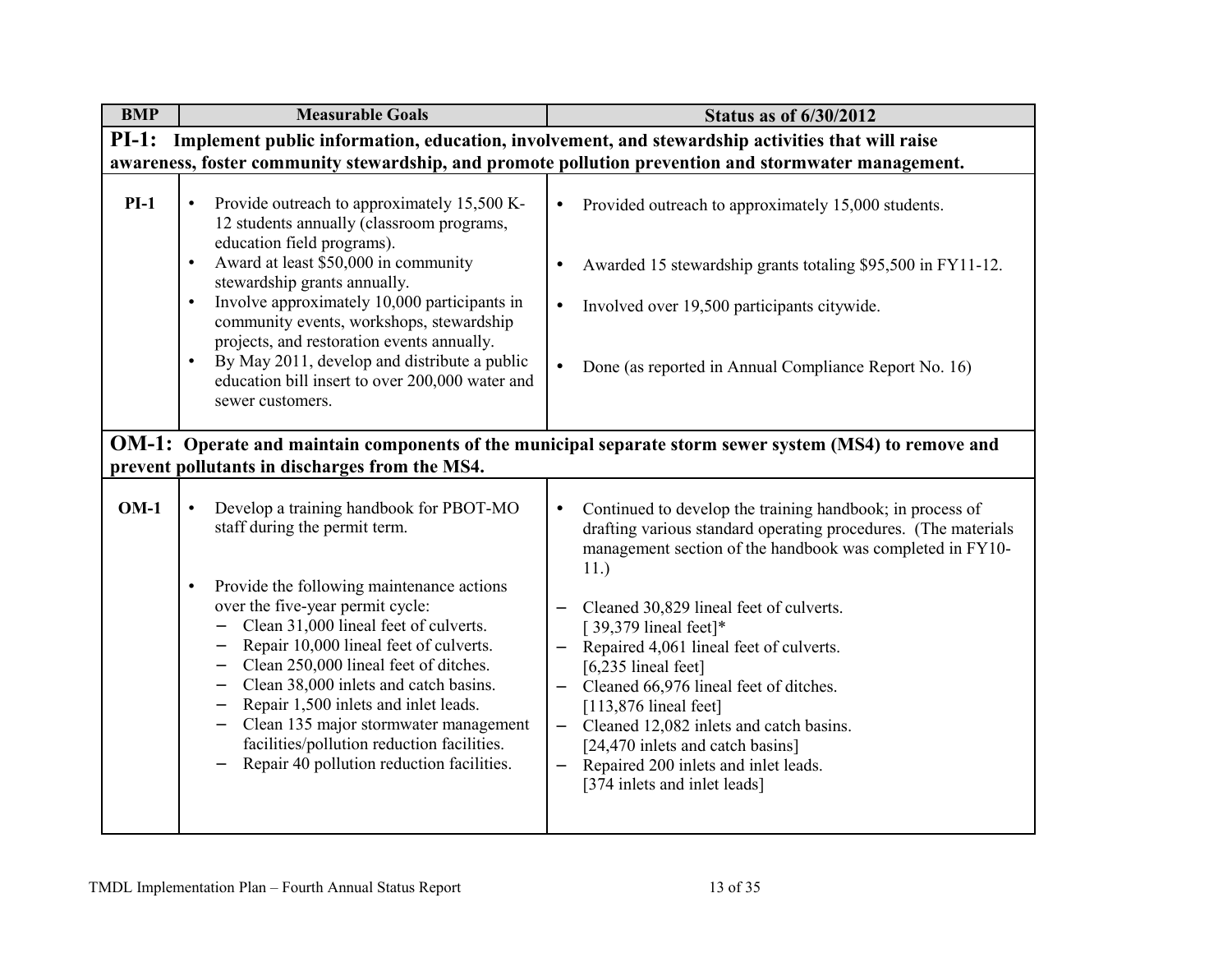| BMP | Measurable Goals | Status as of 6/30/2012 |
|---|---|---|
| **PI-1: Implement public information, education, involvement, and stewardship activities that will raise awareness, foster community stewardship, and promote pollution prevention and stormwater management.** | | |
| **PI-1** | • Provide outreach to approximately 15,500 K-12 students annually (classroom programs, education field programs).<br>• Award at least $50,000 in community stewardship grants annually.<br>• Involve approximately 10,000 participants in community events, workshops, stewardship projects, and restoration events annually.<br>• By May 2011, develop and distribute a public education bill insert to over 200,000 water and sewer customers. | • Provided outreach to approximately 15,000 students.<br>• Awarded 15 stewardship grants totaling $95,500 in FY11-12.<br>• Involved over 19,500 participants citywide.<br>• Done (as reported in Annual Compliance Report No. 16) |
| **OM-1: Operate and maintain components of the municipal separate storm sewer system (MS4) to remove and prevent pollutants in discharges from the MS4.** | | |
| **OM-1** | • Develop a training handbook for PBOT-MO staff during the permit term.<br>• Provide the following maintenance actions over the five-year permit cycle:<br>– Clean 31,000 lineal feet of culverts.<br>– Repair 10,000 lineal feet of culverts.<br>– Clean 250,000 lineal feet of ditches.<br>– Clean 38,000 inlets and catch basins.<br>– Repair 1,500 inlets and inlet leads.<br>– Clean 135 major stormwater management facilities/pollution reduction facilities.<br>– Repair 40 pollution reduction facilities. | • Continued to develop the training handbook; in process of drafting various standard operating procedures. (The materials management section of the handbook was completed in FY10-11.)<br>– Cleaned 30,829 lineal feet of culverts. [ 39,379 lineal feet]*<br>– Repaired 4,061 lineal feet of culverts. [6,235 lineal feet]<br>– Cleaned 66,976 lineal feet of ditches. [113,876 lineal feet]<br>– Cleaned 12,082 inlets and catch basins. [24,470 inlets and catch basins]<br>– Repaired 200 inlets and inlet leads. [374 inlets and inlet leads] |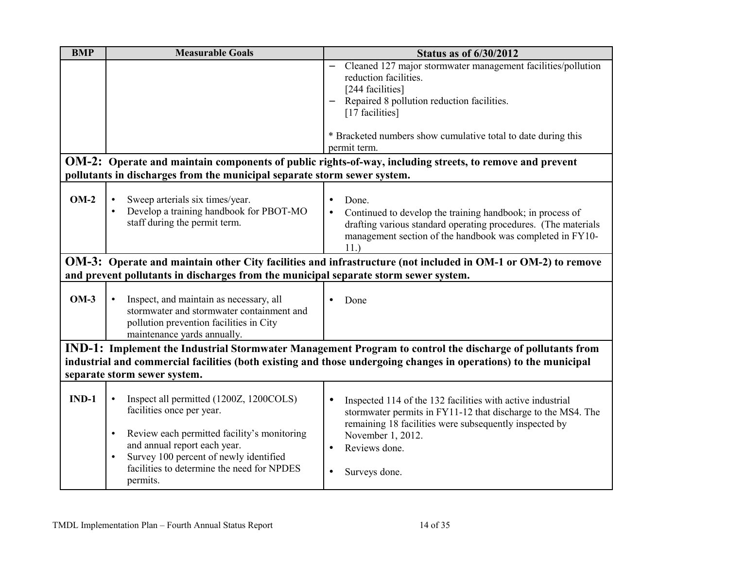| BMP | Measurable Goals | Status as of 6/30/2012 |
|---|---|---|
| | | – Cleaned 127 major stormwater management facilities/pollution reduction facilities. [244 facilities]<br>– Repaired 8 pollution reduction facilities. [17 facilities]<br><br>* Bracketed numbers show cumulative total to date during this permit term. |
| **OM-2: Operate and maintain components of public rights-of-way, including streets, to remove and prevent pollutants in discharges from the municipal separate storm sewer system.** | | |
| **OM-2** | • Sweep arterials six times/year.<br>• Develop a training handbook for PBOT-MO staff during the permit term. | • Done.<br>• Continued to develop the training handbook; in process of drafting various standard operating procedures. (The materials management section of the handbook was completed in FY10-11.) |
| **OM-3: Operate and maintain other City facilities and infrastructure (not included in OM-1 or OM-2) to remove and prevent pollutants in discharges from the municipal separate storm sewer system.** | | |
| **OM-3** | • Inspect, and maintain as necessary, all stormwater and stormwater containment and pollution prevention facilities in City maintenance yards annually. | • Done |
| **IND-1: Implement the Industrial Stormwater Management Program to control the discharge of pollutants from industrial and commercial facilities (both existing and those undergoing changes in operations) to the municipal separate storm sewer system.** | | |
| **IND-1** | • Inspect all permitted (1200Z, 1200COLS) facilities once per year.<br>• Review each permitted facility's monitoring and annual report each year.<br>• Survey 100 percent of newly identified facilities to determine the need for NPDES permits. | • Inspected 114 of the 132 facilities with active industrial stormwater permits in FY11-12 that discharge to the MS4. The remaining 18 facilities were subsequently inspected by November 1, 2012.<br>• Reviews done.<br>• Surveys done. |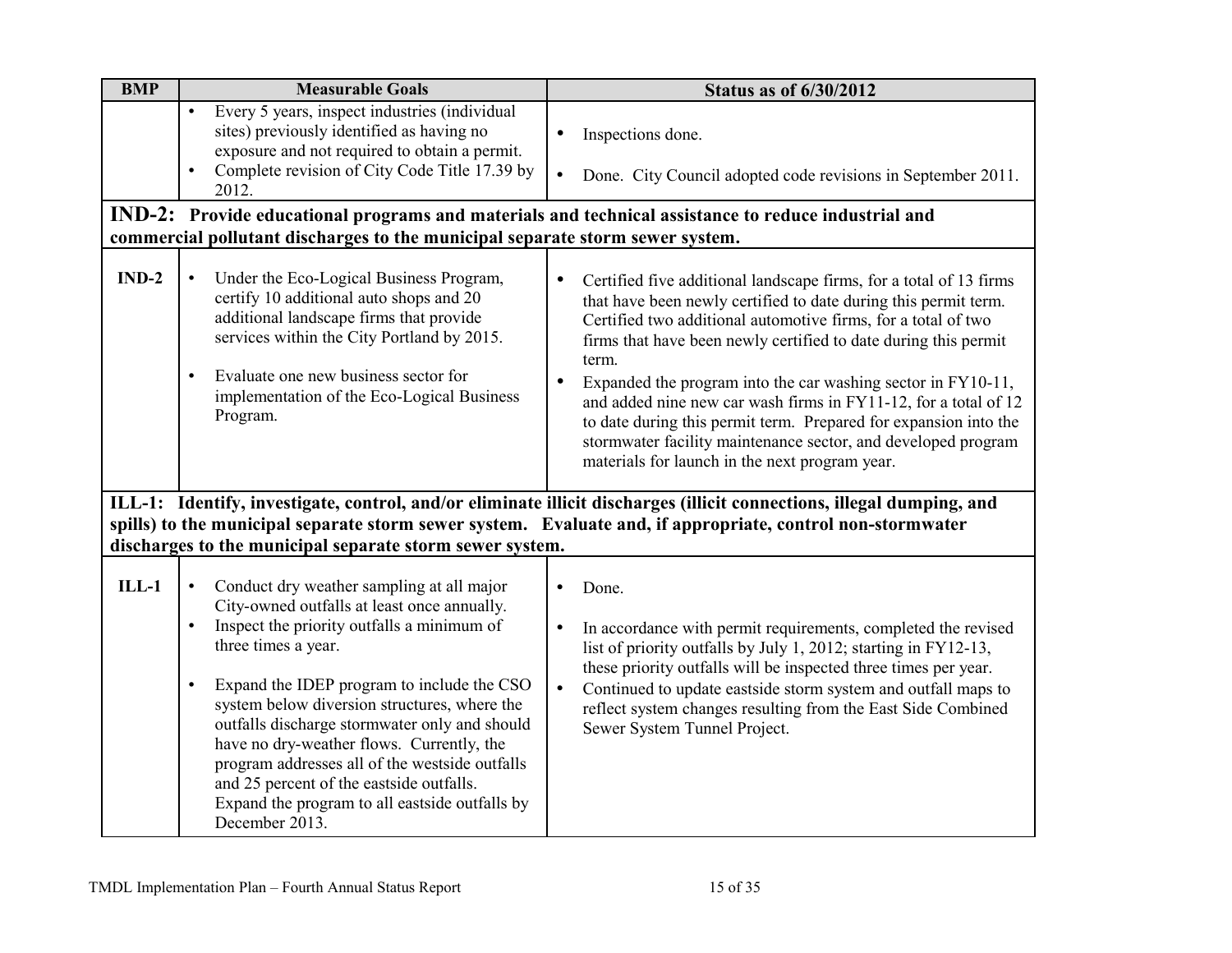| BMP | Measurable Goals | Status as of 6/30/2012 |
|---|---|---|
| | • Every 5 years, inspect industries (individual sites) previously identified as having no exposure and not required to obtain a permit.<br>• Complete revision of City Code Title 17.39 by 2012. | • Inspections done.<br>• Done. City Council adopted code revisions in September 2011. |
| **IND-2: Provide educational programs and materials and technical assistance to reduce industrial and commercial pollutant discharges to the municipal separate storm sewer system.** | | |
| **IND-2** | • Under the Eco-Logical Business Program, certify 10 additional auto shops and 20 additional landscape firms that provide services within the City Portland by 2015.<br>• Evaluate one new business sector for implementation of the Eco-Logical Business Program. | • Certified five additional landscape firms, for a total of 13 firms that have been newly certified to date during this permit term. Certified two additional automotive firms, for a total of two firms that have been newly certified to date during this permit term.<br>• Expanded the program into the car washing sector in FY10-11, and added nine new car wash firms in FY11-12, for a total of 12 to date during this permit term. Prepared for expansion into the stormwater facility maintenance sector, and developed program materials for launch in the next program year. |
| **ILL-1: Identify, investigate, control, and/or eliminate illicit discharges (illicit connections, illegal dumping, and spills) to the municipal separate storm sewer system. Evaluate and, if appropriate, control non-stormwater discharges to the municipal separate storm sewer system.** | | |
| **ILL-1** | • Conduct dry weather sampling at all major City-owned outfalls at least once annually.<br>• Inspect the priority outfalls a minimum of three times a year.<br>• Expand the IDEP program to include the CSO system below diversion structures, where the outfalls discharge stormwater only and should have no dry-weather flows. Currently, the program addresses all of the westside outfalls and 25 percent of the eastside outfalls. Expand the program to all eastside outfalls by December 2013. | • Done.<br>• In accordance with permit requirements, completed the revised list of priority outfalls by July 1, 2012; starting in FY12-13, these priority outfalls will be inspected three times per year.<br>• Continued to update eastside storm system and outfall maps to reflect system changes resulting from the East Side Combined Sewer System Tunnel Project. |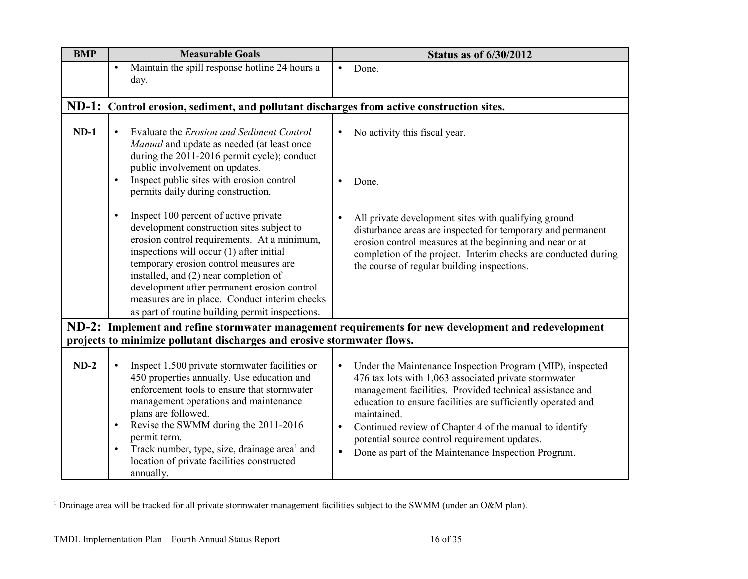| BMP | Measurable Goals | Status as of 6/30/2012 |
|---|---|---|
| | • Maintain the spill response hotline 24 hours a day. | • Done. |
| **ND-1: Control erosion, sediment, and pollutant discharges from active construction sites.** | | |
| **ND-1** | • Evaluate the *Erosion and Sediment Control Manual* and update as needed (at least once during the 2011-2016 permit cycle); conduct public involvement on updates.<br>• Inspect public sites with erosion control permits daily during construction.<br>• Inspect 100 percent of active private development construction sites subject to erosion control requirements. At a minimum, inspections will occur (1) after initial temporary erosion control measures are installed, and (2) near completion of development after permanent erosion control measures are in place. Conduct interim checks as part of routine building permit inspections. | • No activity this fiscal year.<br>• Done.<br>• All private development sites with qualifying ground disturbance areas are inspected for temporary and permanent erosion control measures at the beginning and near or at completion of the project. Interim checks are conducted during the course of regular building inspections. |
| **ND-2: Implement and refine stormwater management requirements for new development and redevelopment projects to minimize pollutant discharges and erosive stormwater flows.** | | |
| **ND-2** | • Inspect 1,500 private stormwater facilities or 450 properties annually. Use education and enforcement tools to ensure that stormwater management operations and maintenance plans are followed.<br>• Revise the SWMM during the 2011-2016 permit term.<br>• Track number, type, size, drainage area[1] and location of private facilities constructed annually. | • Under the Maintenance Inspection Program (MIP), inspected 476 tax lots with 1,063 associated private stormwater management facilities. Provided technical assistance and education to ensure facilities are sufficiently operated and maintained.<br>• Continued review of Chapter 4 of the manual to identify potential source control requirement updates.<br>• Done as part of the Maintenance Inspection Program. |

[1] Drainage area will be tracked for all private stormwater management facilities subject to the SWMM (under an O&M plan).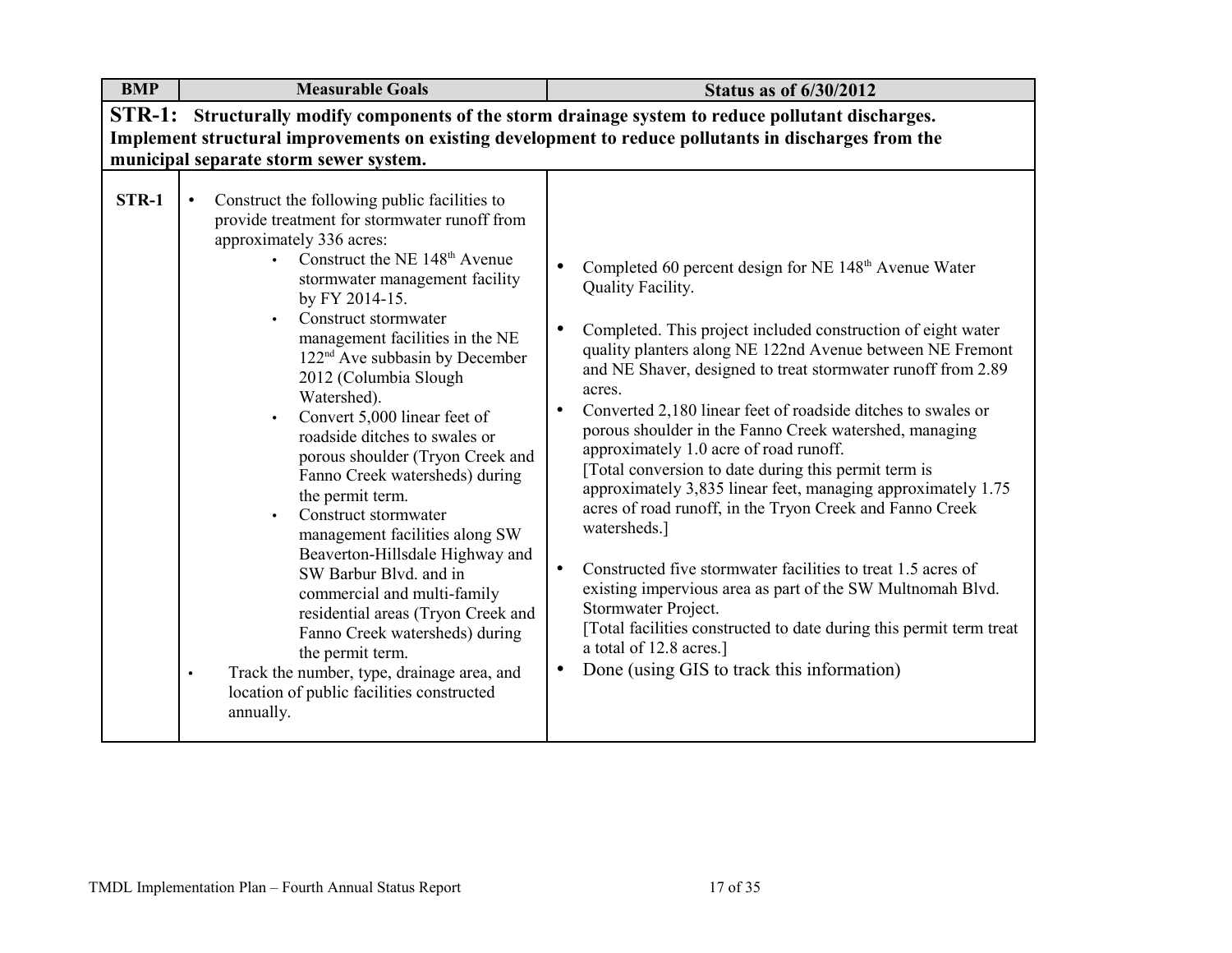| BMP | Measurable Goals | Status as of 6/30/2012 |
|---|---|---|
| **STR-1: Structurally modify components of the storm drainage system to reduce pollutant discharges. Implement structural improvements on existing development to reduce pollutants in discharges from the municipal separate storm sewer system.** | | |
| **STR-1** | • Construct the following public facilities to provide treatment for stormwater runoff from approximately 336 acres:<br>  • Construct the NE 148th Avenue stormwater management facility by FY 2014-15.<br>  • Construct stormwater management facilities in the NE 122nd Ave subbasin by December 2012 (Columbia Slough Watershed).<br>  • Convert 5,000 linear feet of roadside ditches to swales or porous shoulder (Tryon Creek and Fanno Creek watersheds) during the permit term.<br>  • Construct stormwater management facilities along SW Beaverton-Hillsdale Highway and SW Barbur Blvd. and in commercial and multi-family residential areas (Tryon Creek and Fanno Creek watersheds) during the permit term.<br>• Track the number, type, drainage area, and location of public facilities constructed annually. | • Completed 60 percent design for NE 148th Avenue Water Quality Facility.<br>• Completed. This project included construction of eight water quality planters along NE 122nd Avenue between NE Fremont and NE Shaver, designed to treat stormwater runoff from 2.89 acres.<br>• Converted 2,180 linear feet of roadside ditches to swales or porous shoulder in the Fanno Creek watershed, managing approximately 1.0 acre of road runoff.<br>[Total conversion to date during this permit term is approximately 3,835 linear feet, managing approximately 1.75 acres of road runoff, in the Tryon Creek and Fanno Creek watersheds.]<br>• Constructed five stormwater facilities to treat 1.5 acres of existing impervious area as part of the SW Multnomah Blvd. Stormwater Project.<br>[Total facilities constructed to date during this permit term treat a total of 12.8 acres.]<br>• Done (using GIS to track this information) |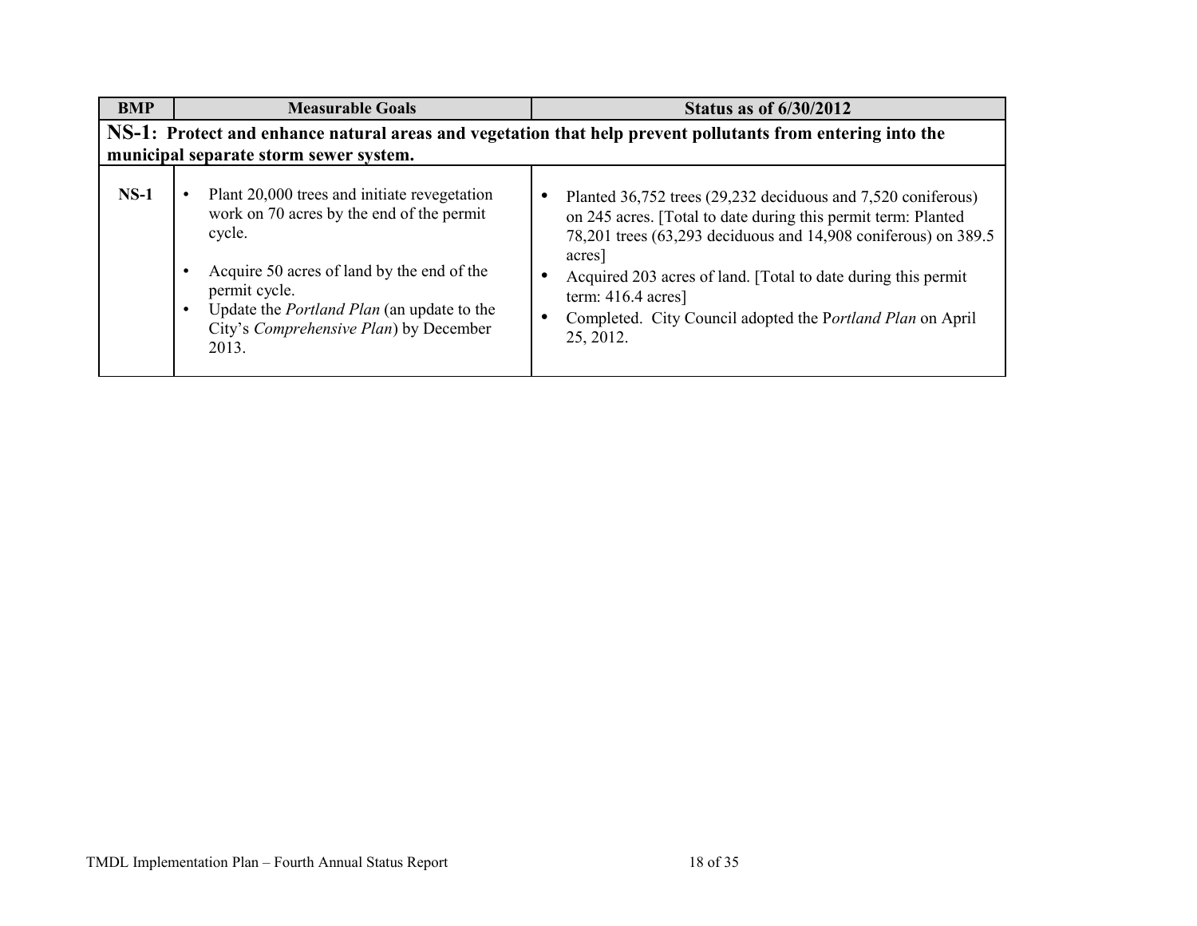| BMP | Measurable Goals | Status as of 6/30/2012 |
|---|---|---|
| **NS-1: Protect and enhance natural areas and vegetation that help prevent pollutants from entering into the municipal separate storm sewer system.** | | |
| **NS-1** | • Plant 20,000 trees and initiate revegetation work on 70 acres by the end of the permit cycle.<br><br>• Acquire 50 acres of land by the end of the permit cycle.<br>• Update the *Portland Plan* (an update to the City's *Comprehensive Plan*) by December 2013. | • Planted 36,752 trees (29,232 deciduous and 7,520 coniferous) on 245 acres. [Total to date during this permit term: Planted 78,201 trees (63,293 deciduous and 14,908 coniferous) on 389.5 acres]<br>• Acquired 203 acres of land. [Total to date during this permit term: 416.4 acres]<br>• Completed. City Council adopted the P*ortland Plan* on April 25, 2012. |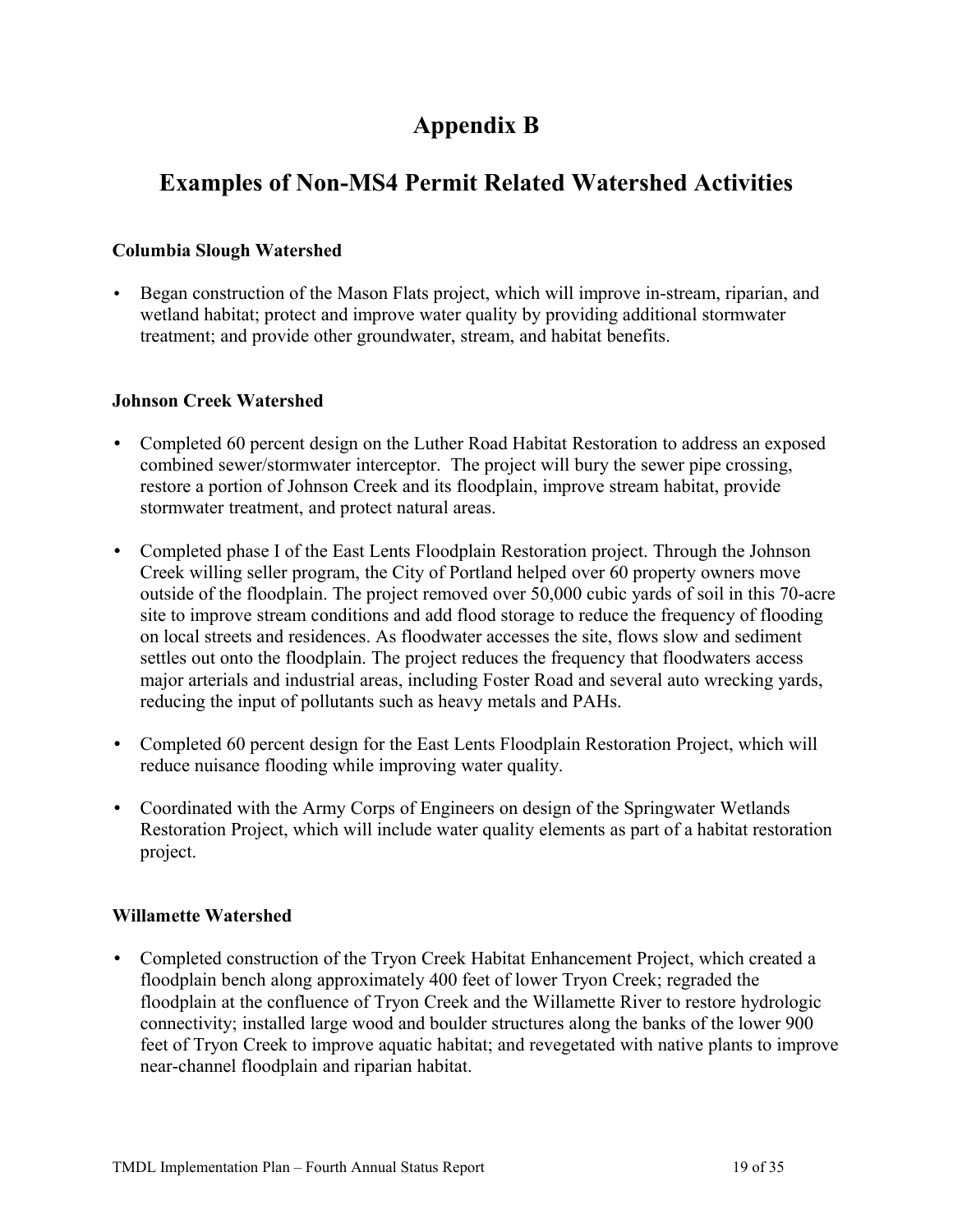# Appendix B

## Examples of Non-MS4 Permit Related Watershed Activities

**Columbia Slough Watershed**

- Began construction of the Mason Flats project, which will improve in-stream, riparian, and wetland habitat; protect and improve water quality by providing additional stormwater treatment; and provide other groundwater, stream, and habitat benefits.

**Johnson Creek Watershed**

- Completed 60 percent design on the Luther Road Habitat Restoration to address an exposed combined sewer/stormwater interceptor. The project will bury the sewer pipe crossing, restore a portion of Johnson Creek and its floodplain, improve stream habitat, provide stormwater treatment, and protect natural areas.
- Completed phase I of the East Lents Floodplain Restoration project. Through the Johnson Creek willing seller program, the City of Portland helped over 60 property owners move outside of the floodplain. The project removed over 50,000 cubic yards of soil in this 70-acre site to improve stream conditions and add flood storage to reduce the frequency of flooding on local streets and residences. As floodwater accesses the site, flows slow and sediment settles out onto the floodplain. The project reduces the frequency that floodwaters access major arterials and industrial areas, including Foster Road and several auto wrecking yards, reducing the input of pollutants such as heavy metals and PAHs.
- Completed 60 percent design for the East Lents Floodplain Restoration Project, which will reduce nuisance flooding while improving water quality.
- Coordinated with the Army Corps of Engineers on design of the Springwater Wetlands Restoration Project, which will include water quality elements as part of a habitat restoration project.

**Willamette Watershed**

- Completed construction of the Tryon Creek Habitat Enhancement Project, which created a floodplain bench along approximately 400 feet of lower Tryon Creek; regraded the floodplain at the confluence of Tryon Creek and the Willamette River to restore hydrologic connectivity; installed large wood and boulder structures along the banks of the lower 900 feet of Tryon Creek to improve aquatic habitat; and revegetated with native plants to improve near-channel floodplain and riparian habitat.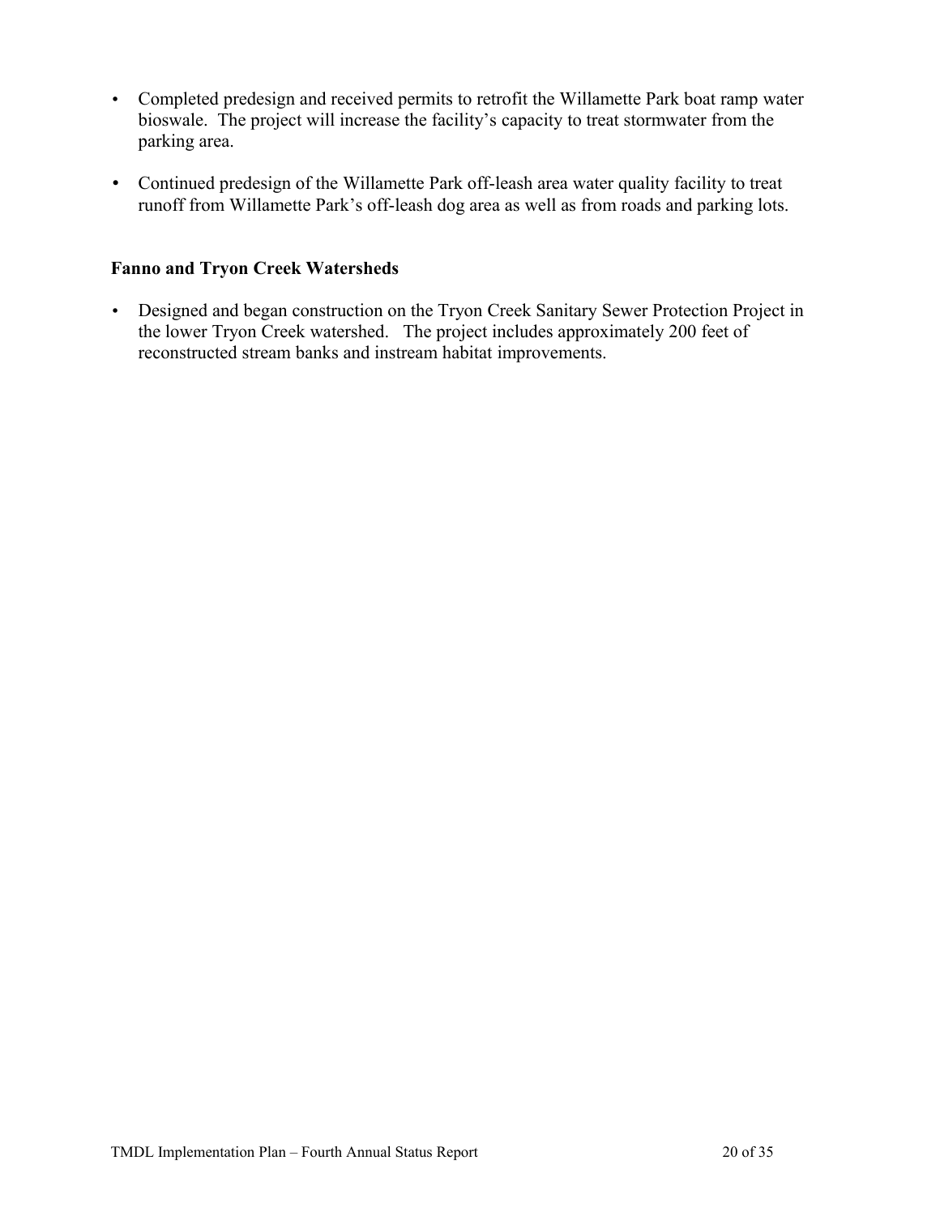- Completed predesign and received permits to retrofit the Willamette Park boat ramp water bioswale. The project will increase the facility's capacity to treat stormwater from the parking area.

- Continued predesign of the Willamette Park off-leash area water quality facility to treat runoff from Willamette Park's off-leash dog area as well as from roads and parking lots.

**Fanno and Tryon Creek Watersheds**

- Designed and began construction on the Tryon Creek Sanitary Sewer Protection Project in the lower Tryon Creek watershed. The project includes approximately 200 feet of reconstructed stream banks and instream habitat improvements.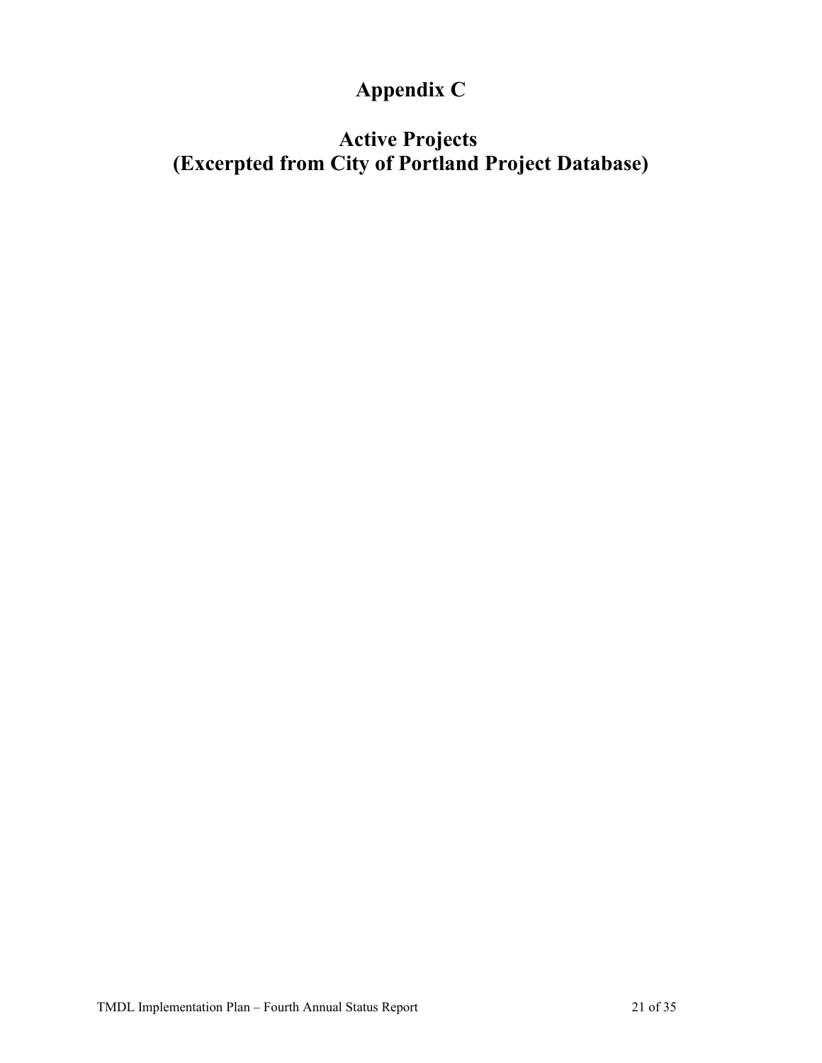# Appendix C

# Active Projects
# (Excerpted from City of Portland Project Database)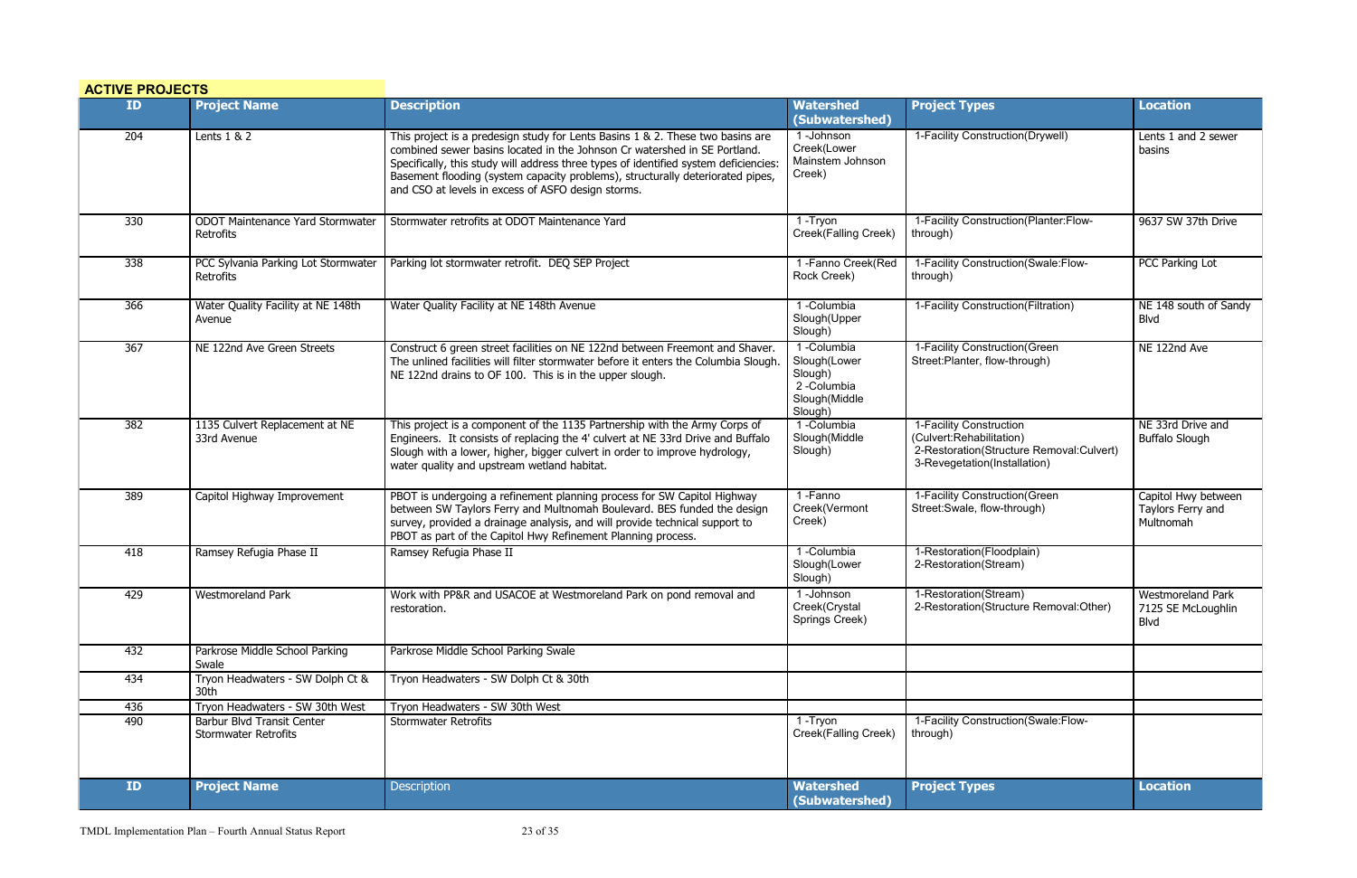## ACTIVE PROJECTS

| ID | Project Name | Description | Watershed (Subwatershed) | Project Types | Location |
|---|---|---|---|---|---|
| 204 | Lents 1 & 2 | This project is a predesign study for Lents Basins 1 & 2. These two basins are combined sewer basins located in the Johnson Cr watershed in SE Portland. Specifically, this study will address three types of identified system deficiencies: Basement flooding (system capacity problems), structurally deteriorated pipes, and CSO at levels in excess of ASFO design storms. | 1 -Johnson Creek(Lower Mainstem Johnson Creek) | 1-Facility Construction(Drywell) | Lents 1 and 2 sewer basins |
| 330 | ODOT Maintenance Yard Stormwater Retrofits | Stormwater retrofits at ODOT Maintenance Yard | 1 -Tryon Creek(Falling Creek) | 1-Facility Construction(Planter:Flow-through) | 9637 SW 37th Drive |
| 338 | PCC Sylvania Parking Lot Stormwater Retrofits | Parking lot stormwater retrofit. DEQ SEP Project | 1 -Fanno Creek(Red Rock Creek) | 1-Facility Construction(Swale:Flow-through) | PCC Parking Lot |
| 366 | Water Quality Facility at NE 148th Avenue | Water Quality Facility at NE 148th Avenue | 1 -Columbia Slough(Upper Slough) | 1-Facility Construction(Filtration) | NE 148 south of Sandy Blvd |
| 367 | NE 122nd Ave Green Streets | Construct 6 green street facilities on NE 122nd between Freemont and Shaver. The unlined facilities will filter stormwater before it enters the Columbia Slough. NE 122nd drains to OF 100. This is in the upper slough. | 1 -Columbia Slough(Lower Slough) 2 -Columbia Slough(Middle Slough) | 1-Facility Construction(Green Street:Planter, flow-through) | NE 122nd Ave |
| 382 | 1135 Culvert Replacement at NE 33rd Avenue | This project is a component of the 1135 Partnership with the Army Corps of Engineers. It consists of replacing the 4' culvert at NE 33rd Drive and Buffalo Slough with a lower, higher, bigger culvert in order to improve hydrology, water quality and upstream wetland habitat. | 1 -Columbia Slough(Middle Slough) | 1-Facility Construction (Culvert:Rehabilitation) 2-Restoration(Structure Removal:Culvert) 3-Revegetation(Installation) | NE 33rd Drive and Buffalo Slough |
| 389 | Capitol Highway Improvement | PBOT is undergoing a refinement planning process for SW Capitol Highway between SW Taylors Ferry and Multnomah Boulevard. BES funded the design survey, provided a drainage analysis, and will provide technical support to PBOT as part of the Capitol Hwy Refinement Planning process. | 1 -Fanno Creek(Vermont Creek) | 1-Facility Construction(Green Street:Swale, flow-through) | Capitol Hwy between Taylors Ferry and Multnomah |
| 418 | Ramsey Refugia Phase II | Ramsey Refugia Phase II | 1 -Columbia Slough(Lower Slough) | 1-Restoration(Floodplain) 2-Restoration(Stream) | |
| 429 | Westmoreland Park | Work with PP&R and USACOE at Westmoreland Park on pond removal and restoration. | 1 -Johnson Creek(Crystal Springs Creek) | 1-Restoration(Stream) 2-Restoration(Structure Removal:Other) | Westmoreland Park 7125 SE McLoughlin Blvd |
| 432 | Parkrose Middle School Parking Swale | Parkrose Middle School Parking Swale | | | |
| 434 | Tryon Headwaters - SW Dolph Ct & 30th | Tryon Headwaters - SW Dolph Ct & 30th | | | |
| 436 | Tryon Headwaters - SW 30th West | Tryon Headwaters - SW 30th West | | | |
| 490 | Barbur Blvd Transit Center Stormwater Retrofits | Stormwater Retrofits | 1 -Tryon Creek(Falling Creek) | 1-Facility Construction(Swale:Flow-through) | |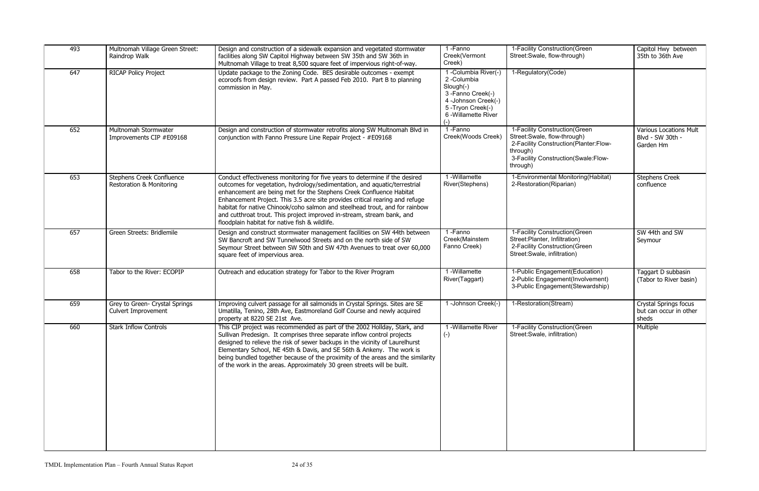| 493 | Multnomah Village Green Street: Raindrop Walk | Design and construction of a sidewalk expansion and vegetated stormwater facilities along SW Capitol Highway between SW 35th and SW 36th in Multnomah Village to treat 8,500 square feet of impervious right-of-way. | 1 -Fanno Creek(Vermont Creek) | 1-Facility Construction(Green Street:Swale, flow-through) | Capitol Hwy between 35th to 36th Ave |
|---|---|---|---|---|---|
| 647 | RICAP Policy Project | Update package to the Zoning Code. BES desirable outcomes - exempt ecoroofs from design review. Part A passed Feb 2010. Part B to planning commission in May. | 1 -Columbia River(-)<br>2 -Columbia Slough(-)<br>3 -Fanno Creek(-)<br>4 -Johnson Creek(-)<br>5 -Tryon Creek(-)<br>6 -Willamette River (-) | 1-Regulatory(Code) | |
| 652 | Multnomah Stormwater Improvements CIP #E09168 | Design and construction of stormwater retrofits along SW Multnomah Blvd in conjunction with Fanno Pressure Line Repair Project - #E09168 | 1 -Fanno Creek(Woods Creek) | 1-Facility Construction(Green Street:Swale, flow-through)<br>2-Facility Construction(Planter:Flow-through)<br>3-Facility Construction(Swale:Flow-through) | Various Locations Mult Blvd - SW 30th - Garden Hm |
| 653 | Stephens Creek Confluence Restoration & Monitoring | Conduct effectiveness monitoring for five years to determine if the desired outcomes for vegetation, hydrology/sedimentation, and aquatic/terrestrial enhancement are being met for the Stephens Creek Confluence Habitat Enhancement Project. This 3.5 acre site provides critical rearing and refuge habitat for native Chinook/coho salmon and steelhead trout, and for rainbow and cutthroat trout. This project improved in-stream, stream bank, and floodplain habitat for native fish & wildlife. | 1 -Willamette River(Stephens) | 1-Environmental Monitoring(Habitat)<br>2-Restoration(Riparian) | Stephens Creek confluence |
| 657 | Green Streets: Bridlemile | Design and construct stormwater management facilities on SW 44th between SW Bancroft and SW Tunnelwood Streets and on the north side of SW Seymour Street between SW 50th and SW 47th Avenues to treat over 60,000 square feet of impervious area. | 1 -Fanno Creek(Mainstem Fanno Creek) | 1-Facility Construction(Green Street:Planter, Infiltration)<br>2-Facility Construction(Green Street:Swale, infiltration) | SW 44th and SW Seymour |
| 658 | Tabor to the River: ECOPIP | Outreach and education strategy for Tabor to the River Program | 1 -Willamette River(Taggart) | 1-Public Engagement(Education)<br>2-Public Engagement(Involvement)<br>3-Public Engagement(Stewardship) | Taggart D subbasin (Tabor to River basin) |
| 659 | Grey to Green- Crystal Springs Culvert Improvement | Improving culvert passage for all salmonids in Crystal Springs. Sites are SE Umatilla, Tenino, 28th Ave, Eastmoreland Golf Course and newly acquired property at 8220 SE 21st Ave. | 1 -Johnson Creek(-) | 1-Restoration(Stream) | Crystal Springs focus but can occur in other sheds |
| 660 | Stark Inflow Controls | This CIP project was recommended as part of the 2002 Hollday, Stark, and Sullivan Predesign. It comprises three separate inflow control projects designed to relieve the risk of sewer backups in the vicinity of Laurelhurst Elementary School, NE 45th & Davis, and SE 56th & Ankeny. The work is being bundled together because of the proximity of the areas and the similarity of the work in the areas. Approximately 30 green streets will be built. | 1 -Willamette River (-) | 1-Facility Construction(Green Street:Swale, infiltration) | Multiple |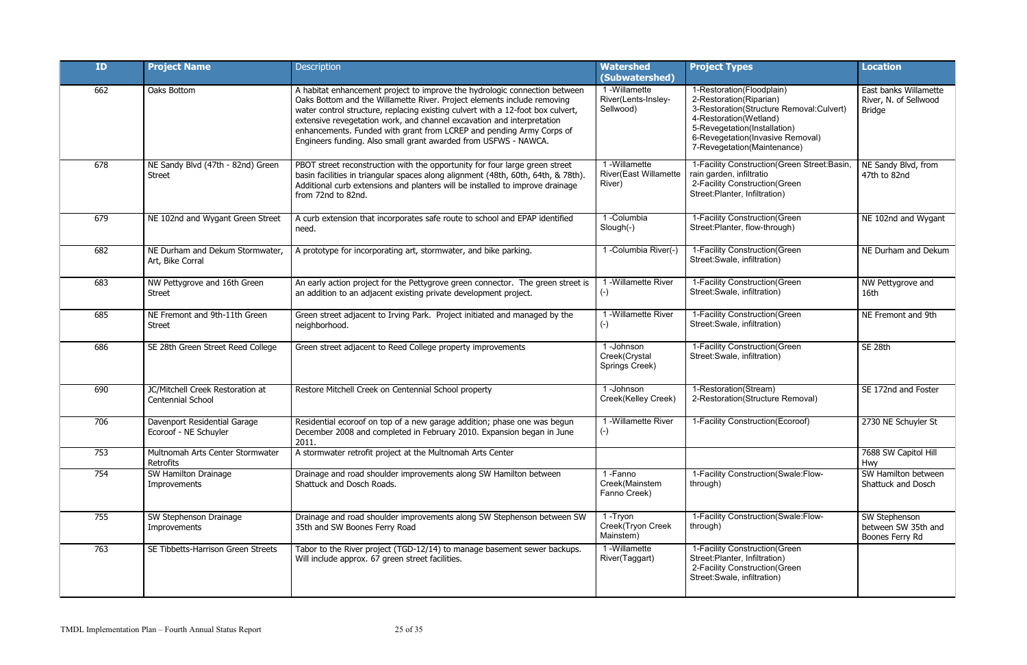| ID | Project Name | Description | Watershed (Subwatershed) | Project Types | Location |
|---|---|---|---|---|---|
| 662 | Oaks Bottom | A habitat enhancement project to improve the hydrologic connection between Oaks Bottom and the Willamette River. Project elements include removing water control structure, replacing existing culvert with a 12-foot box culvert, extensive revegetation work, and channel excavation and interpretation enhancements. Funded with grant from LCREP and pending Army Corps of Engineers funding. Also small grant awarded from USFWS - NAWCA. | 1 -Willamette River(Lents-Insley-Sellwood) | 1-Restoration(Floodplain)<br>2-Restoration(Riparian)<br>3-Restoration(Structure Removal:Culvert)<br>4-Restoration(Wetland)<br>5-Revegetation(Installation)<br>6-Revegetation(Invasive Removal)<br>7-Revegetation(Maintenance) | East banks Willamette River, N. of Sellwood Bridge |
| 678 | NE Sandy Blvd (47th - 82nd) Green Street | PBOT street reconstruction with the opportunity for four large green street basin facilities in triangular spaces along alignment (48th, 60th, 64th, & 78th). Additional curb extensions and planters will be installed to improve drainage from 72nd to 82nd. | 1 -Willamette River(East Willamette River) | 1-Facility Construction(Green Street:Basin, rain garden, infiltratio<br>2-Facility Construction(Green Street:Planter, Infiltration) | NE Sandy Blvd, from 47th to 82nd |
| 679 | NE 102nd and Wygant Green Street | A curb extension that incorporates safe route to school and EPAP identified need. | 1 -Columbia Slough(-) | 1-Facility Construction(Green Street:Planter, flow-through) | NE 102nd and Wygant |
| 682 | NE Durham and Dekum Stormwater, Art, Bike Corral | A prototype for incorporating art, stormwater, and bike parking. | 1 -Columbia River(-) | 1-Facility Construction(Green Street:Swale, infiltration) | NE Durham and Dekum |
| 683 | NW Pettygrove and 16th Green Street | An early action project for the Pettygrove green connector. The green street is an addition to an adjacent existing private development project. | 1 -Willamette River (-) | 1-Facility Construction(Green Street:Swale, infiltration) | NW Pettygrove and 16th |
| 685 | NE Fremont and 9th-11th Green Street | Green street adjacent to Irving Park. Project initiated and managed by the neighborhood. | 1 -Willamette River (-) | 1-Facility Construction(Green Street:Swale, infiltration) | NE Fremont and 9th |
| 686 | SE 28th Green Street Reed College | Green street adjacent to Reed College property improvements | 1 -Johnson Creek(Crystal Springs Creek) | 1-Facility Construction(Green Street:Swale, infiltration) | SE 28th |
| 690 | JC/Mitchell Creek Restoration at Centennial School | Restore Mitchell Creek on Centennial School property | 1 -Johnson Creek(Kelley Creek) | 1-Restoration(Stream)<br>2-Restoration(Structure Removal) | SE 172nd and Foster |
| 706 | Davenport Residential Garage Ecoroof - NE Schuyler | Residential ecoroof on top of a new garage addition; phase one was begun December 2008 and completed in February 2010. Expansion began in June 2011. | 1 -Willamette River (-) | 1-Facility Construction(Ecoroof) | 2730 NE Schuyler St |
| 753 | Multnomah Arts Center Stormwater Retrofits | A stormwater retrofit project at the Multnomah Arts Center | | | 7688 SW Capitol Hill Hwy |
| 754 | SW Hamilton Drainage Improvements | Drainage and road shoulder improvements along SW Hamilton between Shattuck and Dosch Roads. | 1 -Fanno Creek(Mainstem Fanno Creek) | 1-Facility Construction(Swale:Flow-through) | SW Hamilton between Shattuck and Dosch |
| 755 | SW Stephenson Drainage Improvements | Drainage and road shoulder improvements along SW Stephenson between SW 35th and SW Boones Ferry Road | 1 -Tryon Creek(Tryon Creek Mainstem) | 1-Facility Construction(Swale:Flow-through) | SW Stephenson between SW 35th and Boones Ferry Rd |
| 763 | SE Tibbetts-Harrison Green Streets | Tabor to the River project (TGD-12/14) to manage basement sewer backups. Will include approx. 67 green street facilities. | 1 -Willamette River(Taggart) | 1-Facility Construction(Green Street:Planter, Infiltration)<br>2-Facility Construction(Green Street:Swale, infiltration) | |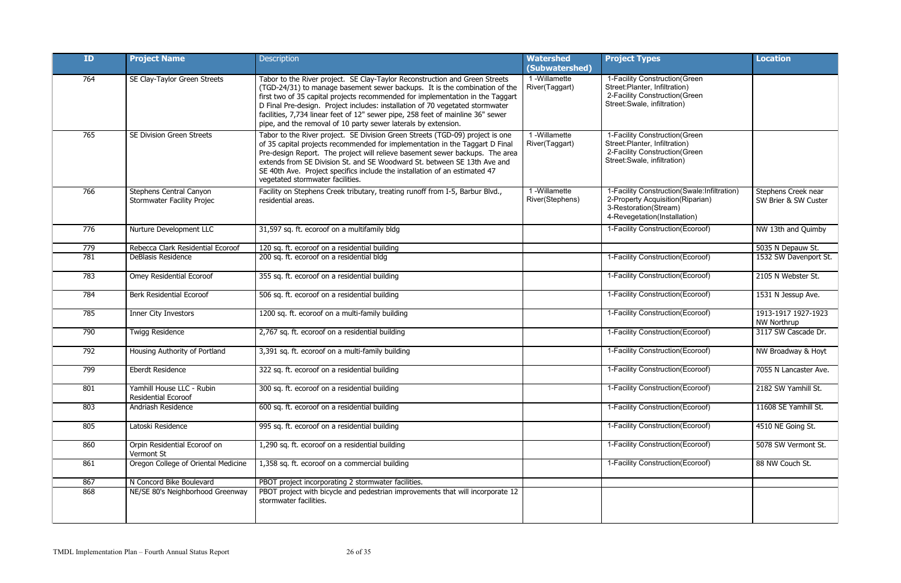| ID | Project Name | Description | Watershed (Subwatershed) | Project Types | Location |
| --- | --- | --- | --- | --- | --- |
| 764 | SE Clay-Taylor Green Streets | Tabor to the River project. SE Clay-Taylor Reconstruction and Green Streets (TGD-24/31) to manage basement sewer backups. It is the combination of the first two of 35 capital projects recommended for implementation in the Taggart D Final Pre-design. Project includes: installation of 70 vegetated stormwater facilities, 7,734 linear feet of 12" sewer pipe, 258 feet of mainline 36" sewer pipe, and the removal of 10 party sewer laterals by extension. | 1 -Willamette River(Taggart) | 1-Facility Construction(Green Street:Planter, Infiltration) 2-Facility Construction(Green Street:Swale, infiltration) | |
| 765 | SE Division Green Streets | Tabor to the River project. SE Division Green Streets (TGD-09) project is one of 35 capital projects recommended for implementation in the Taggart D Final Pre-design Report. The project will relieve basement sewer backups. The area extends from SE Division St. and SE Woodward St. between SE 13th Ave and SE 40th Ave. Project specifics include the installation of an estimated 47 vegetated stormwater facilities. | 1 -Willamette River(Taggart) | 1-Facility Construction(Green Street:Planter, Infiltration) 2-Facility Construction(Green Street:Swale, infiltration) | |
| 766 | Stephens Central Canyon Stormwater Facility Projec | Facility on Stephens Creek tributary, treating runoff from I-5, Barbur Blvd., residential areas. | 1 -Willamette River(Stephens) | 1-Facility Construction(Swale:Infiltration) 2-Property Acquisition(Riparian) 3-Restoration(Stream) 4-Revegetation(Installation) | Stephens Creek near SW Brier & SW Custer |
| 776 | Nurture Development LLC | 31,597 sq. ft. ecoroof on a multifamily bldg | | 1-Facility Construction(Ecoroof) | NW 13th and Quimby |
| 779 | Rebecca Clark Residential Ecoroof | 120 sq. ft. ecoroof on a residential building | | | 5035 N Depauw St. |
| 781 | DeBlasis Residence | 200 sq. ft. ecoroof on a residential bldg | | 1-Facility Construction(Ecoroof) | 1532 SW Davenport St. |
| 783 | Omey Residential Ecoroof | 355 sq. ft. ecoroof on a residential building | | 1-Facility Construction(Ecoroof) | 2105 N Webster St. |
| 784 | Berk Residential Ecoroof | 506 sq. ft. ecoroof on a residential building | | 1-Facility Construction(Ecoroof) | 1531 N Jessup Ave. |
| 785 | Inner City Investors | 1200 sq. ft. ecoroof on a multi-family building | | 1-Facility Construction(Ecoroof) | 1913-1917 1927-1923 NW Northrup |
| 790 | Twigg Residence | 2,767 sq. ft. ecoroof on a residential building | | 1-Facility Construction(Ecoroof) | 3117 SW Cascade Dr. |
| 792 | Housing Authority of Portland | 3,391 sq. ft. ecoroof on a multi-family building | | 1-Facility Construction(Ecoroof) | NW Broadway & Hoyt |
| 799 | Eberdt Residence | 322 sq. ft. ecoroof on a residential building | | 1-Facility Construction(Ecoroof) | 7055 N Lancaster Ave. |
| 801 | Yamhill House LLC - Rubin Residential Ecoroof | 300 sq. ft. ecoroof on a residential building | | 1-Facility Construction(Ecoroof) | 2182 SW Yamhill St. |
| 803 | Andriash Residence | 600 sq. ft. ecoroof on a residential building | | 1-Facility Construction(Ecoroof) | 11608 SE Yamhill St. |
| 805 | Latoski Residence | 995 sq. ft. ecoroof on a residential building | | 1-Facility Construction(Ecoroof) | 4510 NE Going St. |
| 860 | Orpin Residential Ecoroof on Vermont St | 1,290 sq. ft. ecoroof on a residential building | | 1-Facility Construction(Ecoroof) | 5078 SW Vermont St. |
| 861 | Oregon College of Oriental Medicine | 1,358 sq. ft. ecoroof on a commercial building | | 1-Facility Construction(Ecoroof) | 88 NW Couch St. |
| 867 | N Concord Bike Boulevard | PBOT project incorporating 2 stormwater facilities. | | | |
| 868 | NE/SE 80's Neighborhood Greenway | PBOT project with bicycle and pedestrian improvements that will incorporate 12 stormwater facilities. | | | |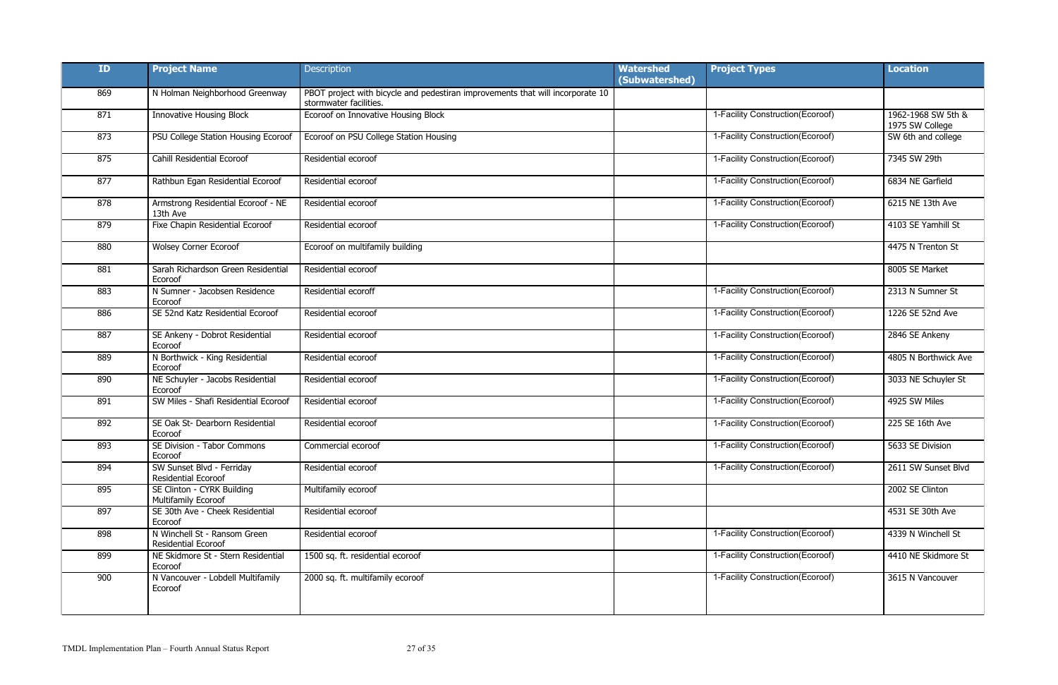| ID | Project Name | Description | Watershed (Subwatershed) | Project Types | Location |
|---|---|---|---|---|---|
| 869 | N Holman Neighborhood Greenway | PBOT project with bicycle and pedestrian improvements that will incorporate 10 stormwater facilities. | | | |
| 871 | Innovative Housing Block | Ecoroof on Innovative Housing Block | | 1-Facility Construction(Ecoroof) | 1962-1968 SW 5th & 1975 SW College |
| 873 | PSU College Station Housing Ecoroof | Ecoroof on PSU College Station Housing | | 1-Facility Construction(Ecoroof) | SW 6th and college |
| 875 | Cahill Residential Ecoroof | Residential ecoroof | | 1-Facility Construction(Ecoroof) | 7345 SW 29th |
| 877 | Rathbun Egan Residential Ecoroof | Residential ecoroof | | 1-Facility Construction(Ecoroof) | 6834 NE Garfield |
| 878 | Armstrong Residential Ecoroof - NE 13th Ave | Residential ecoroof | | 1-Facility Construction(Ecoroof) | 6215 NE 13th Ave |
| 879 | Fixe Chapin Residential Ecoroof | Residential ecoroof | | 1-Facility Construction(Ecoroof) | 4103 SE Yamhill St |
| 880 | Wolsey Corner Ecoroof | Ecoroof on multifamily building | | | 4475 N Trenton St |
| 881 | Sarah Richardson Green Residential Ecoroof | Residential ecoroof | | | 8005 SE Market |
| 883 | N Sumner - Jacobsen Residence Ecoroof | Residential ecoroff | | 1-Facility Construction(Ecoroof) | 2313 N Sumner St |
| 886 | SE 52nd Katz Residential Ecoroof | Residential ecoroof | | 1-Facility Construction(Ecoroof) | 1226 SE 52nd Ave |
| 887 | SE Ankeny - Dobrot Residential Ecoroof | Residential ecoroof | | 1-Facility Construction(Ecoroof) | 2846 SE Ankeny |
| 889 | N Borthwick - King Residential Ecoroof | Residential ecoroof | | 1-Facility Construction(Ecoroof) | 4805 N Borthwick Ave |
| 890 | NE Schuyler - Jacobs Residential Ecoroof | Residential ecoroof | | 1-Facility Construction(Ecoroof) | 3033 NE Schuyler St |
| 891 | SW Miles - Shafi Residential Ecoroof | Residential ecoroof | | 1-Facility Construction(Ecoroof) | 4925 SW Miles |
| 892 | SE Oak St- Dearborn Residential Ecoroof | Residential ecoroof | | 1-Facility Construction(Ecoroof) | 225 SE 16th Ave |
| 893 | SE Division - Tabor Commons Ecoroof | Commercial ecoroof | | 1-Facility Construction(Ecoroof) | 5633 SE Division |
| 894 | SW Sunset Blvd - Ferriday Residential Ecoroof | Residential ecoroof | | 1-Facility Construction(Ecoroof) | 2611 SW Sunset Blvd |
| 895 | SE Clinton - CYRK Building Multifamily Ecoroof | Multifamily ecoroof | | | 2002 SE Clinton |
| 897 | SE 30th Ave - Cheek Residential Ecoroof | Residential ecoroof | | | 4531 SE 30th Ave |
| 898 | N Winchell St - Ransom Green Residential Ecoroof | Residential ecoroof | | 1-Facility Construction(Ecoroof) | 4339 N Winchell St |
| 899 | NE Skidmore St - Stern Residential Ecoroof | 1500 sq. ft. residential ecoroof | | 1-Facility Construction(Ecoroof) | 4410 NE Skidmore St |
| 900 | N Vancouver - Lobdell Multifamily Ecoroof | 2000 sq. ft. multifamily ecoroof | | 1-Facility Construction(Ecoroof) | 3615 N Vancouver |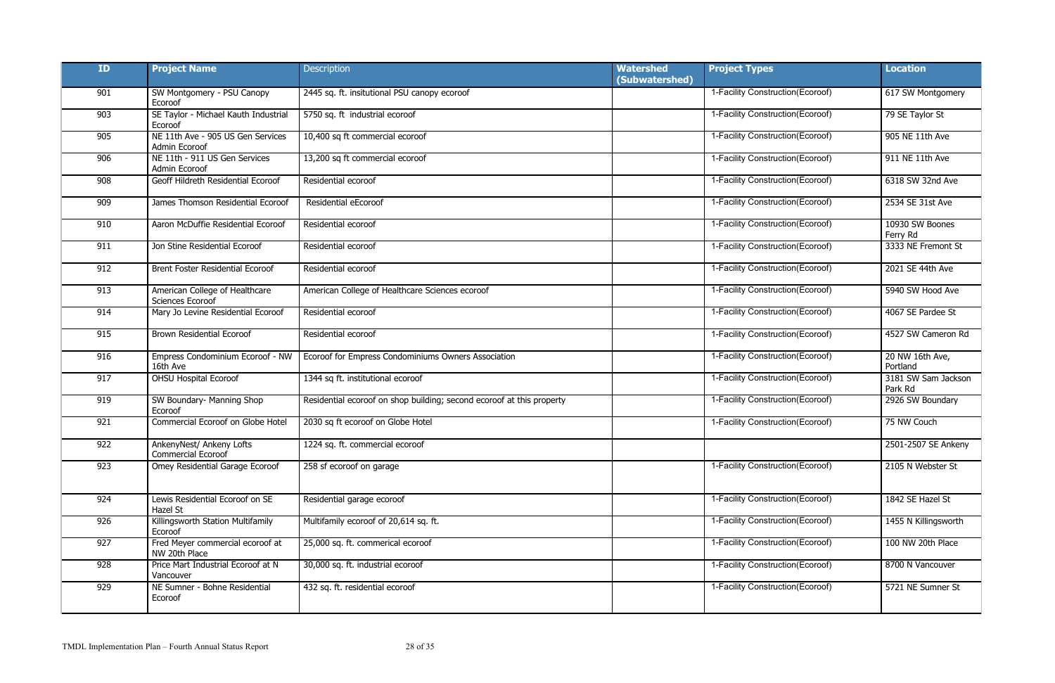| ID | Project Name | Description | Watershed (Subwatershed) | Project Types | Location |
|---|---|---|---|---|---|
| 901 | SW Montgomery - PSU Canopy Ecoroof | 2445 sq. ft. insitutional PSU canopy ecoroof | | 1-Facility Construction(Ecoroof) | 617 SW Montgomery |
| 903 | SE Taylor - Michael Kauth Industrial Ecoroof | 5750 sq. ft industrial ecoroof | | 1-Facility Construction(Ecoroof) | 79 SE Taylor St |
| 905 | NE 11th Ave - 905 US Gen Services Admin Ecoroof | 10,400 sq ft commercial ecoroof | | 1-Facility Construction(Ecoroof) | 905 NE 11th Ave |
| 906 | NE 11th - 911 US Gen Services Admin Ecoroof | 13,200 sq ft commercial ecoroof | | 1-Facility Construction(Ecoroof) | 911 NE 11th Ave |
| 908 | Geoff Hildreth Residential Ecoroof | Residential ecoroof | | 1-Facility Construction(Ecoroof) | 6318 SW 32nd Ave |
| 909 | James Thomson Residential Ecoroof | Residential eEcoroof | | 1-Facility Construction(Ecoroof) | 2534 SE 31st Ave |
| 910 | Aaron McDuffie Residential Ecoroof | Residential ecoroof | | 1-Facility Construction(Ecoroof) | 10930 SW Boones Ferry Rd |
| 911 | Jon Stine Residential Ecoroof | Residential ecoroof | | 1-Facility Construction(Ecoroof) | 3333 NE Fremont St |
| 912 | Brent Foster Residential Ecoroof | Residential ecoroof | | 1-Facility Construction(Ecoroof) | 2021 SE 44th Ave |
| 913 | American College of Healthcare Sciences Ecoroof | American College of Healthcare Sciences ecoroof | | 1-Facility Construction(Ecoroof) | 5940 SW Hood Ave |
| 914 | Mary Jo Levine Residential Ecoroof | Residential ecoroof | | 1-Facility Construction(Ecoroof) | 4067 SE Pardee St |
| 915 | Brown Residential Ecoroof | Residential ecoroof | | 1-Facility Construction(Ecoroof) | 4527 SW Cameron Rd |
| 916 | Empress Condominium Ecoroof - NW 16th Ave | Ecoroof for Empress Condominiums Owners Association | | 1-Facility Construction(Ecoroof) | 20 NW 16th Ave, Portland |
| 917 | OHSU Hospital Ecoroof | 1344 sq ft. institutional ecoroof | | 1-Facility Construction(Ecoroof) | 3181 SW Sam Jackson Park Rd |
| 919 | SW Boundary- Manning Shop Ecoroof | Residential ecoroof on shop building; second ecoroof at this property | | 1-Facility Construction(Ecoroof) | 2926 SW Boundary |
| 921 | Commercial Ecoroof on Globe Hotel | 2030 sq ft ecoroof on Globe Hotel | | 1-Facility Construction(Ecoroof) | 75 NW Couch |
| 922 | AnkenyNest/ Ankeny Lofts Commercial Ecoroof | 1224 sq. ft. commercial ecoroof | | | 2501-2507 SE Ankeny |
| 923 | Omey Residential Garage Ecoroof | 258 sf ecoroof on garage | | 1-Facility Construction(Ecoroof) | 2105 N Webster St |
| 924 | Lewis Residential Ecoroof on SE Hazel St | Residential garage ecoroof | | 1-Facility Construction(Ecoroof) | 1842 SE Hazel St |
| 926 | Killingsworth Station Multifamily Ecoroof | Multifamily ecoroof of 20,614 sq. ft. | | 1-Facility Construction(Ecoroof) | 1455 N Killingsworth |
| 927 | Fred Meyer commercial ecoroof at NW 20th Place | 25,000 sq. ft. commerical ecoroof | | 1-Facility Construction(Ecoroof) | 100 NW 20th Place |
| 928 | Price Mart Industrial Ecoroof at N Vancouver | 30,000 sq. ft. industrial ecoroof | | 1-Facility Construction(Ecoroof) | 8700 N Vancouver |
| 929 | NE Sumner - Bohne Residential Ecoroof | 432 sq. ft. residential ecoroof | | 1-Facility Construction(Ecoroof) | 5721 NE Sumner St |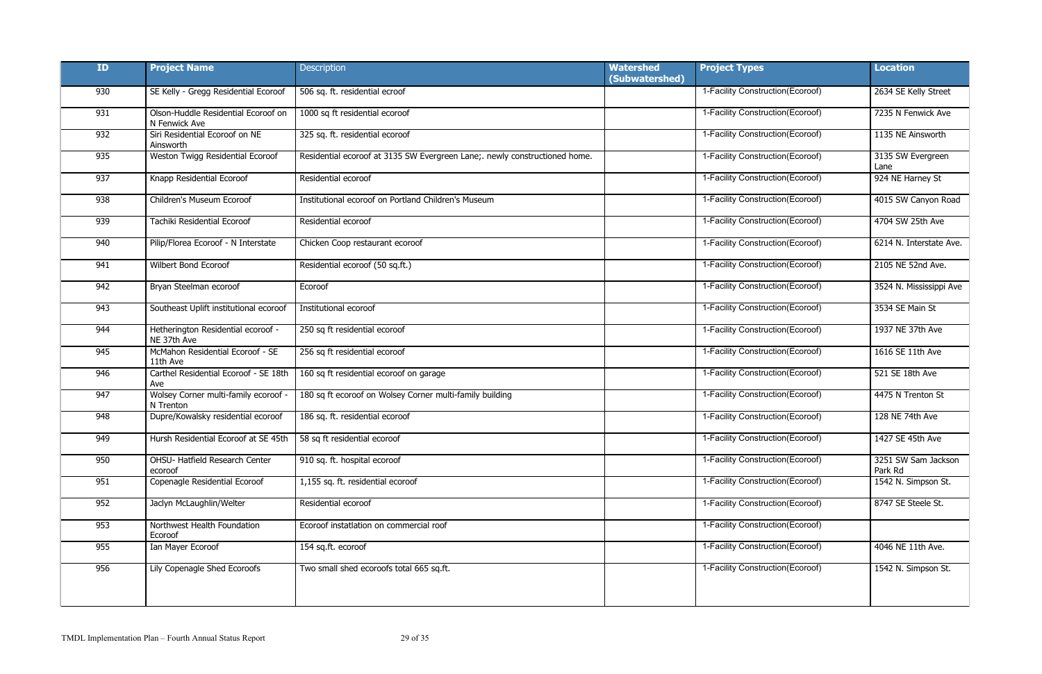| ID | Project Name | Description | Watershed (Subwatershed) | Project Types | Location |
|---|---|---|---|---|---|
| 930 | SE Kelly - Gregg Residential Ecoroof | 506 sq. ft. residential ecroof | | 1-Facility Construction(Ecoroof) | 2634 SE Kelly Street |
| 931 | Olson-Huddle Residential Ecoroof on N Fenwick Ave | 1000 sq ft residential ecoroof | | 1-Facility Construction(Ecoroof) | 7235 N Fenwick Ave |
| 932 | Siri Residential Ecoroof on NE Ainsworth | 325 sq. ft. residential ecoroof | | 1-Facility Construction(Ecoroof) | 1135 NE Ainsworth |
| 935 | Weston Twigg Residential Ecoroof | Residential ecoroof at 3135 SW Evergreen Lane;. newly constructioned home. | | 1-Facility Construction(Ecoroof) | 3135 SW Evergreen Lane |
| 937 | Knapp Residential Ecoroof | Residential ecoroof | | 1-Facility Construction(Ecoroof) | 924 NE Harney St |
| 938 | Children's Museum Ecoroof | Institutional ecoroof on Portland Children's Museum | | 1-Facility Construction(Ecoroof) | 4015 SW Canyon Road |
| 939 | Tachiki Residential Ecoroof | Residential ecoroof | | 1-Facility Construction(Ecoroof) | 4704 SW 25th Ave |
| 940 | Pilip/Florea Ecoroof - N Interstate | Chicken Coop restaurant ecoroof | | 1-Facility Construction(Ecoroof) | 6214 N. Interstate Ave. |
| 941 | Wilbert Bond Ecoroof | Residential ecoroof (50 sq.ft.) | | 1-Facility Construction(Ecoroof) | 2105 NE 52nd Ave. |
| 942 | Bryan Steelman ecoroof | Ecoroof | | 1-Facility Construction(Ecoroof) | 3524 N. Mississippi Ave |
| 943 | Southeast Uplift institutional ecoroof | Institutional ecoroof | | 1-Facility Construction(Ecoroof) | 3534 SE Main St |
| 944 | Hetherington Residential ecoroof - NE 37th Ave | 250 sq ft residential ecoroof | | 1-Facility Construction(Ecoroof) | 1937 NE 37th Ave |
| 945 | McMahon Residential Ecoroof - SE 11th Ave | 256 sq ft residential ecoroof | | 1-Facility Construction(Ecoroof) | 1616 SE 11th Ave |
| 946 | Carthel Residential Ecoroof - SE 18th Ave | 160 sq ft residential ecoroof on garage | | 1-Facility Construction(Ecoroof) | 521 SE 18th Ave |
| 947 | Wolsey Corner multi-family ecoroof - N Trenton | 180 sq ft ecoroof on Wolsey Corner multi-family building | | 1-Facility Construction(Ecoroof) | 4475 N Trenton St |
| 948 | Dupre/Kowalsky residential ecoroof | 186 sq. ft. residential ecoroof | | 1-Facility Construction(Ecoroof) | 128 NE 74th Ave |
| 949 | Hursh Residential Ecoroof at SE 45th | 58 sq ft residential ecoroof | | 1-Facility Construction(Ecoroof) | 1427 SE 45th Ave |
| 950 | OHSU- Hatfield Research Center ecoroof | 910 sq. ft. hospital ecoroof | | 1-Facility Construction(Ecoroof) | 3251 SW Sam Jackson Park Rd |
| 951 | Copenagle Residential Ecoroof | 1,155 sq. ft. residential ecoroof | | 1-Facility Construction(Ecoroof) | 1542 N. Simpson St. |
| 952 | Jaclyn McLaughlin/Welter | Residential ecoroof | | 1-Facility Construction(Ecoroof) | 8747 SE Steele St. |
| 953 | Northwest Health Foundation Ecoroof | Ecoroof instatlation on commercial roof | | 1-Facility Construction(Ecoroof) | |
| 955 | Ian Mayer Ecoroof | 154 sq.ft. ecoroof | | 1-Facility Construction(Ecoroof) | 4046 NE 11th Ave. |
| 956 | Lily Copenagle Shed Ecoroofs | Two small shed ecoroofs total 665 sq.ft. | | 1-Facility Construction(Ecoroof) | 1542 N. Simpson St. |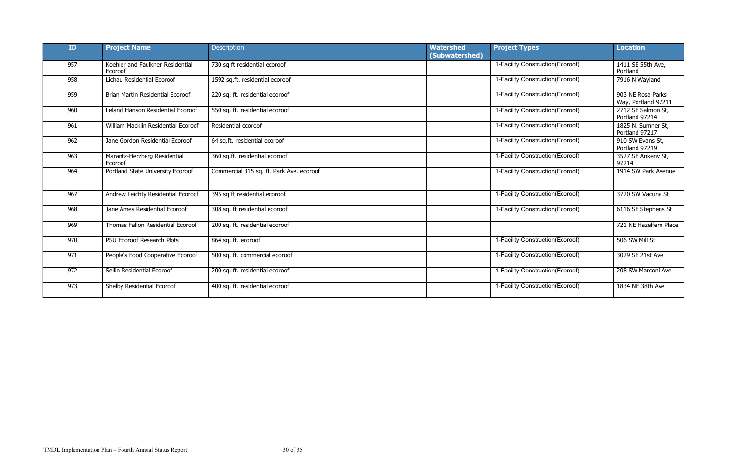| ID | Project Name | Description | Watershed (Subwatershed) | Project Types | Location |
|---|---|---|---|---|---|
| 957 | Koehler and Faulkner Residential Ecoroof | 730 sq ft residential ecoroof | | 1-Facility Construction(Ecoroof) | 1411 SE 55th Ave, Portland |
| 958 | Lichau Residential Ecoroof | 1592 sq.ft. residential ecoroof | | 1-Facility Construction(Ecoroof) | 7916 N Wayland |
| 959 | Brian Martin Residential Ecoroof | 220 sq. ft. residential ecoroof | | 1-Facility Construction(Ecoroof) | 903 NE Rosa Parks Way, Portland 97211 |
| 960 | Leland Hanson Residential Ecoroof | 550 sq. ft. residential ecoroof | | 1-Facility Construction(Ecoroof) | 2712 SE Salmon St, Portland 97214 |
| 961 | William Macklin Residential Ecoroof | Residential ecoroof | | 1-Facility Construction(Ecoroof) | 1825 N. Sumner St, Portland 97217 |
| 962 | Jane Gordon Residential Ecoroof | 64 sq.ft. residential ecoroof | | 1-Facility Construction(Ecoroof) | 910 SW Evans St, Portland 97219 |
| 963 | Marantz-Herzberg Residential Ecoroof | 360 sq.ft. residential ecoroof | | 1-Facility Construction(Ecoroof) | 3527 SE Ankeny St, 97214 |
| 964 | Portland State University Ecoroof | Commercial 315 sq. ft. Park Ave. ecoroof | | 1-Facility Construction(Ecoroof) | 1914 SW Park Avenue |
| 967 | Andrew Leichty Residential Ecoroof | 395 sq ft residential ecoroof | | 1-Facility Construction(Ecoroof) | 3720 SW Vacuna St |
| 968 | Jane Ames Residential Ecoroof | 308 sq. ft residential ecoroof | | 1-Facility Construction(Ecoroof) | 6116 SE Stephens St |
| 969 | Thomas Fallon Residential Ecoroof | 200 sq. ft. residential ecoroof | | | 721 NE Hazelfern Place |
| 970 | PSU Ecoroof Research Plots | 864 sq. ft. ecoroof | | 1-Facility Construction(Ecoroof) | 506 SW Mill St |
| 971 | People's Food Cooperative Ecoroof | 500 sq. ft. commercial ecoroof | | 1-Facility Construction(Ecoroof) | 3029 SE 21st Ave |
| 972 | Sellin Residential Ecoroof | 200 sq. ft. residential ecoroof | | 1-Facility Construction(Ecoroof) | 208 SW Marconi Ave |
| 973 | Shelby Residential Ecoroof | 400 sq. ft. residential ecoroof | | 1-Facility Construction(Ecoroof) | 1834 NE 38th Ave |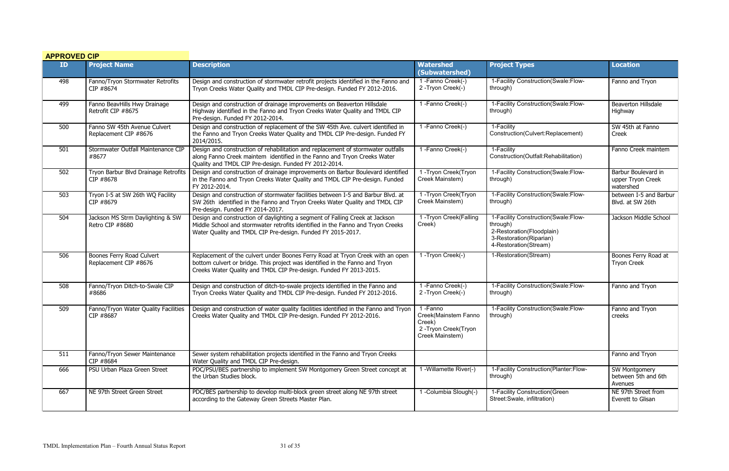**APPROVED CIP**

| ID | Project Name | Description | Watershed (Subwatershed) | Project Types | Location |
|---|---|---|---|---|---|
| 498 | Fanno/Tryon Stormwater Retrofits CIP #8674 | Design and construction of stormwater retrofit projects identified in the Fanno and Tryon Creeks Water Quality and TMDL CIP Pre-design. Funded FY 2012-2016. | 1 -Fanno Creek(-)<br>2 -Tryon Creek(-) | 1-Facility Construction(Swale:Flow-through) | Fanno and Tryon |
| 499 | Fanno BeavHills Hwy Drainage Retrofit CIP #8675 | Design and construction of drainage improvements on Beaverton Hillsdale Highway identified in the Fanno and Tryon Creeks Water Quality and TMDL CIP Pre-design. Funded FY 2012-2014. | 1 -Fanno Creek(-) | 1-Facility Construction(Swale:Flow-through) | Beaverton Hillsdale Highway |
| 500 | Fanno SW 45th Avenue Culvert Replacement CIP #8676 | Design and construction of replacement of the SW 45th Ave. culvert identified in the Fanno and Tryon Creeks Water Quality and TMDL CIP Pre-design. Funded FY 2014/2015. | 1 -Fanno Creek(-) | 1-Facility Construction(Culvert:Replacement) | SW 45th at Fanno Creek |
| 501 | Stormwater Outfall Maintenance CIP #8677 | Design and construction of rehabilitation and replacement of stormwater outfalls along Fanno Creek maintem identified in the Fanno and Tryon Creeks Water Quality and TMDL CIP Pre-design. Funded FY 2012-2014. | 1 -Fanno Creek(-) | 1-Facility Construction(Outfall:Rehabilitation) | Fanno Creek maintem |
| 502 | Tryon Barbur Blvd Drainage Retrofits CIP #8678 | Design and construction of drainage improvements on Barbur Boulevard identified in the Fanno and Tryon Creeks Water Quality and TMDL CIP Pre-design. Funded FY 2012-2014. | 1 -Tryon Creek(Tryon Creek Mainstem) | 1-Facility Construction(Swale:Flow-through) | Barbur Boulevard in upper Tryon Creek watershed |
| 503 | Tryon I-5 at SW 26th WQ Facility CIP #8679 | Design and construction of stormwater facilities between I-5 and Barbur Blvd. at SW 26th identified in the Fanno and Tryon Creeks Water Quality and TMDL CIP Pre-design. Funded FY 2014-2017. | 1 -Tryon Creek(Tryon Creek Mainstem) | 1-Facility Construction(Swale:Flow-through) | between I-5 and Barbur Blvd. at SW 26th |
| 504 | Jackson MS Strm Daylighting & SW Retro CIP #8680 | Design and construction of daylighting a segment of Falling Creek at Jackson Middle School and stormwater retrofits identified in the Fanno and Tryon Creeks Water Quality and TMDL CIP Pre-design. Funded FY 2015-2017. | 1 -Tryon Creek(Falling Creek) | 1-Facility Construction(Swale:Flow-through)<br>2-Restoration(Floodplain)<br>3-Restoration(Riparian)<br>4-Restoration(Stream) | Jackson Middle School |
| 506 | Boones Ferry Road Culvert Replacement CIP #8676 | Replacement of the culvert under Boones Ferry Road at Tryon Creek with an open bottom culvert or bridge. This project was identified in the Fanno and Tryon Creeks Water Quality and TMDL CIP Pre-design. Funded FY 2013-2015. | 1 -Tryon Creek(-) | 1-Restoration(Stream) | Boones Ferry Road at Tryon Creek |
| 508 | Fanno/Tryon Ditch-to-Swale CIP #8686 | Design and construction of ditch-to-swale projects identified in the Fanno and Tryon Creeks Water Quality and TMDL CIP Pre-design. Funded FY 2012-2016. | 1 -Fanno Creek(-)<br>2 -Tryon Creek(-) | 1-Facility Construction(Swale:Flow-through) | Fanno and Tryon |
| 509 | Fanno/Tryon Water Quality Facilities CIP #8687 | Design and construction of water quality facilities identified in the Fanno and Tryon Creeks Water Quality and TMDL CIP Pre-design. Funded FY 2012-2016. | 1 -Fanno Creek(Mainstem Fanno Creek)<br>2 -Tryon Creek(Tryon Creek Mainstem) | 1-Facility Construction(Swale:Flow-through) | Fanno and Tryon creeks |
| 511 | Fanno/Tryon Sewer Maintenance CIP #8684 | Sewer system rehabilitation projects identified in the Fanno and Tryon Creeks Water Quality and TMDL CIP Pre-design. | | | Fanno and Tryon |
| 666 | PSU Urban Plaza Green Street | PDC/PSU/BES partnership to implement SW Montgomery Green Street concept at the Urban Studies block. | 1 -Willamette River(-) | 1-Facility Construction(Planter:Flow-through) | SW Montgomery between 5th and 6th Avenues |
| 667 | NE 97th Street Green Street | PDC/BES partnership to develop multi-block green street along NE 97th street according to the Gateway Green Streets Master Plan. | 1 -Columbia Slough(-) | 1-Facility Construction(Green Street:Swale, infiltration) | NE 97th Street from Everett to Glisan |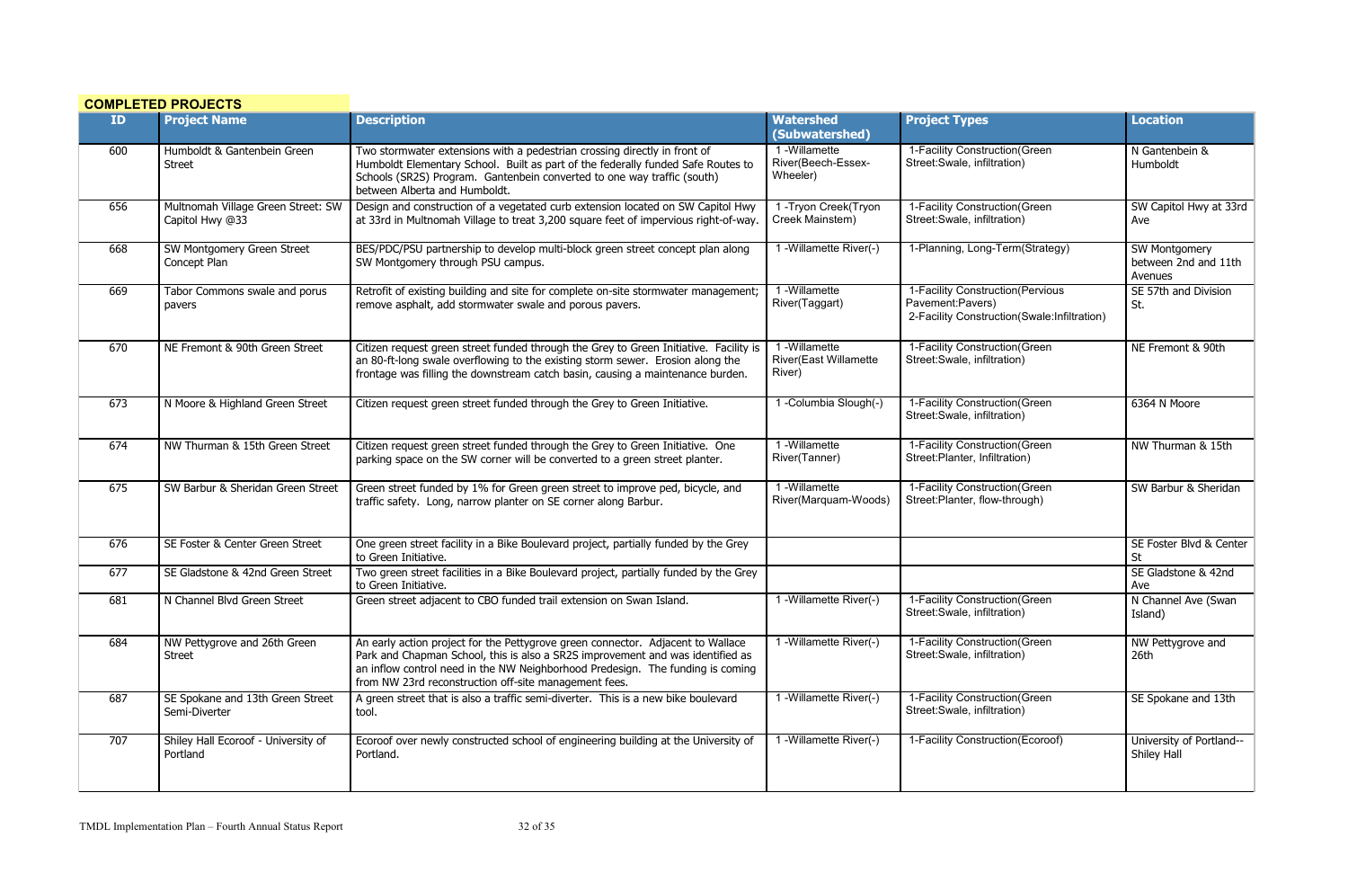**COMPLETED PROJECTS**

| ID | Project Name | Description | Watershed (Subwatershed) | Project Types | Location |
|---|---|---|---|---|---|
| 600 | Humboldt & Gantenbein Green Street | Two stormwater extensions with a pedestrian crossing directly in front of Humboldt Elementary School. Built as part of the federally funded Safe Routes to Schools (SR2S) Program. Gantenbein converted to one way traffic (south) between Alberta and Humboldt. | 1 -Willamette River(Beech-Essex-Wheeler) | 1-Facility Construction(Green Street:Swale, infiltration) | N Gantenbein & Humboldt |
| 656 | Multnomah Village Green Street: SW Capitol Hwy @33 | Design and construction of a vegetated curb extension located on SW Capitol Hwy at 33rd in Multnomah Village to treat 3,200 square feet of impervious right-of-way. | 1 -Tryon Creek(Tryon Creek Mainstem) | 1-Facility Construction(Green Street:Swale, infiltration) | SW Capitol Hwy at 33rd Ave |
| 668 | SW Montgomery Green Street Concept Plan | BES/PDC/PSU partnership to develop multi-block green street concept plan along SW Montgomery through PSU campus. | 1 -Willamette River(-) | 1-Planning, Long-Term(Strategy) | SW Montgomery between 2nd and 11th Avenues |
| 669 | Tabor Commons swale and porus pavers | Retrofit of existing building and site for complete on-site stormwater management; remove asphalt, add stormwater swale and porous pavers. | 1 -Willamette River(Taggart) | 1-Facility Construction(Pervious Pavement:Pavers)<br>2-Facility Construction(Swale:Infiltration) | SE 57th and Division St. |
| 670 | NE Fremont & 90th Green Street | Citizen request green street funded through the Grey to Green Initiative. Facility is an 80-ft-long swale overflowing to the existing storm sewer. Erosion along the frontage was filling the downstream catch basin, causing a maintenance burden. | 1 -Willamette River(East Willamette River) | 1-Facility Construction(Green Street:Swale, infiltration) | NE Fremont & 90th |
| 673 | N Moore & Highland Green Street | Citizen request green street funded through the Grey to Green Initiative. | 1 -Columbia Slough(-) | 1-Facility Construction(Green Street:Swale, infiltration) | 6364 N Moore |
| 674 | NW Thurman & 15th Green Street | Citizen request green street funded through the Grey to Green Initiative. One parking space on the SW corner will be converted to a green street planter. | 1 -Willamette River(Tanner) | 1-Facility Construction(Green Street:Planter, Infiltration) | NW Thurman & 15th |
| 675 | SW Barbur & Sheridan Green Street | Green street funded by 1% for Green green street to improve ped, bicycle, and traffic safety. Long, narrow planter on SE corner along Barbur. | 1 -Willamette River(Marquam-Woods) | 1-Facility Construction(Green Street:Planter, flow-through) | SW Barbur & Sheridan |
| 676 | SE Foster & Center Green Street | One green street facility in a Bike Boulevard project, partially funded by the Grey to Green Initiative. | | | SE Foster Blvd & Center St |
| 677 | SE Gladstone & 42nd Green Street | Two green street facilities in a Bike Boulevard project, partially funded by the Grey to Green Initiative. | | | SE Gladstone & 42nd Ave |
| 681 | N Channel Blvd Green Street | Green street adjacent to CBO funded trail extension on Swan Island. | 1 -Willamette River(-) | 1-Facility Construction(Green Street:Swale, infiltration) | N Channel Ave (Swan Island) |
| 684 | NW Pettygrove and 26th Green Street | An early action project for the Pettygrove green connector. Adjacent to Wallace Park and Chapman School, this is also a SR2S improvement and was identified as an inflow control need in the NW Neighborhood Predesign. The funding is coming from NW 23rd reconstruction off-site management fees. | 1 -Willamette River(-) | 1-Facility Construction(Green Street:Swale, infiltration) | NW Pettygrove and 26th |
| 687 | SE Spokane and 13th Green Street Semi-Diverter | A green street that is also a traffic semi-diverter. This is a new bike boulevard tool. | 1 -Willamette River(-) | 1-Facility Construction(Green Street:Swale, infiltration) | SE Spokane and 13th |
| 707 | Shiley Hall Ecoroof - University of Portland | Ecoroof over newly constructed school of engineering building at the University of Portland. | 1 -Willamette River(-) | 1-Facility Construction(Ecoroof) | University of Portland--Shiley Hall |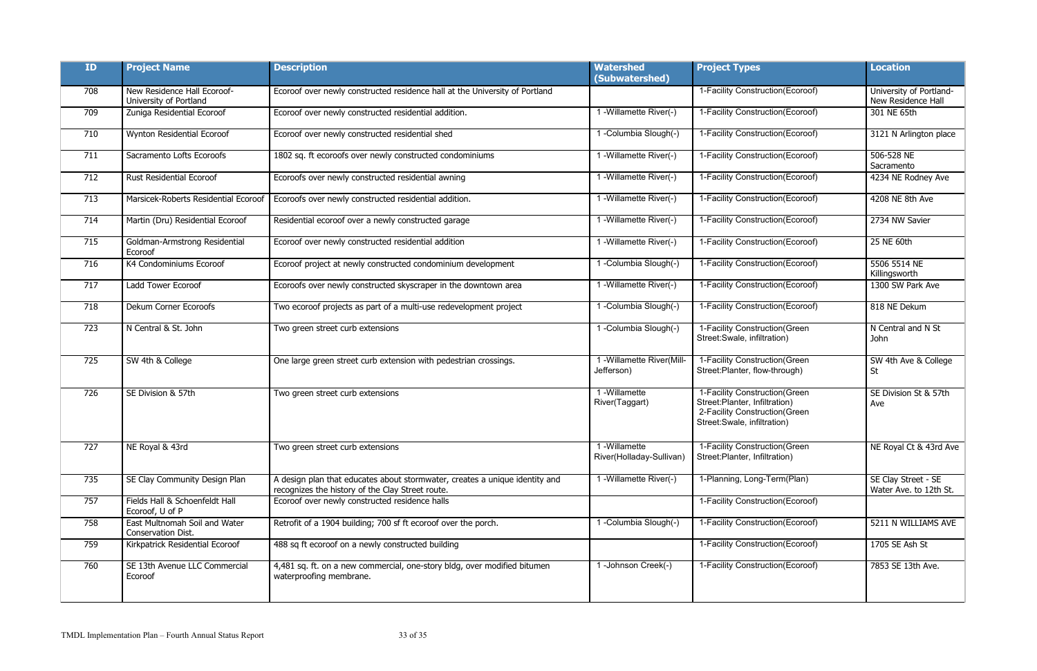| ID | Project Name | Description | Watershed (Subwatershed) | Project Types | Location |
|---|---|---|---|---|---|
| 708 | New Residence Hall Ecoroof- University of Portland | Ecoroof over newly constructed residence hall at the University of Portland | | 1-Facility Construction(Ecoroof) | University of Portland- New Residence Hall |
| 709 | Zuniga Residential Ecoroof | Ecoroof over newly constructed residential addition. | 1 -Willamette River(-) | 1-Facility Construction(Ecoroof) | 301 NE 65th |
| 710 | Wynton Residential Ecoroof | Ecoroof over newly constructed residential shed | 1 -Columbia Slough(-) | 1-Facility Construction(Ecoroof) | 3121 N Arlington place |
| 711 | Sacramento Lofts Ecoroofs | 1802 sq. ft ecoroofs over newly constructed condominiums | 1 -Willamette River(-) | 1-Facility Construction(Ecoroof) | 506-528 NE Sacramento |
| 712 | Rust Residential Ecoroof | Ecoroofs over newly constructed residential awning | 1 -Willamette River(-) | 1-Facility Construction(Ecoroof) | 4234 NE Rodney Ave |
| 713 | Marsicek-Roberts Residential Ecoroof | Ecoroofs over newly constructed residential addition. | 1 -Willamette River(-) | 1-Facility Construction(Ecoroof) | 4208 NE 8th Ave |
| 714 | Martin (Dru) Residential Ecoroof | Residential ecoroof over a newly constructed garage | 1 -Willamette River(-) | 1-Facility Construction(Ecoroof) | 2734 NW Savier |
| 715 | Goldman-Armstrong Residential Ecoroof | Ecoroof over newly constructed residential addition | 1 -Willamette River(-) | 1-Facility Construction(Ecoroof) | 25 NE 60th |
| 716 | K4 Condominiums Ecoroof | Ecoroof project at newly constructed condominium development | 1 -Columbia Slough(-) | 1-Facility Construction(Ecoroof) | 5506 5514 NE Killingsworth |
| 717 | Ladd Tower Ecoroof | Ecoroofs over newly constructed skyscraper in the downtown area | 1 -Willamette River(-) | 1-Facility Construction(Ecoroof) | 1300 SW Park Ave |
| 718 | Dekum Corner Ecoroofs | Two ecoroof projects as part of a multi-use redevelopment project | 1 -Columbia Slough(-) | 1-Facility Construction(Ecoroof) | 818 NE Dekum |
| 723 | N Central & St. John | Two green street curb extensions | 1 -Columbia Slough(-) | 1-Facility Construction(Green Street:Swale, infiltration) | N Central and N St John |
| 725 | SW 4th & College | One large green street curb extension with pedestrian crossings. | 1 -Willamette River(Mill-Jefferson) | 1-Facility Construction(Green Street:Planter, flow-through) | SW 4th Ave & College St |
| 726 | SE Division & 57th | Two green street curb extensions | 1 -Willamette River(Taggart) | 1-Facility Construction(Green Street:Planter, Infiltration) 2-Facility Construction(Green Street:Swale, infiltration) | SE Division St & 57th Ave |
| 727 | NE Royal & 43rd | Two green street curb extensions | 1 -Willamette River(Holladay-Sullivan) | 1-Facility Construction(Green Street:Planter, Infiltration) | NE Royal Ct & 43rd Ave |
| 735 | SE Clay Community Design Plan | A design plan that educates about stormwater, creates a unique identity and recognizes the history of the Clay Street route. | 1 -Willamette River(-) | 1-Planning, Long-Term(Plan) | SE Clay Street - SE Water Ave. to 12th St. |
| 757 | Fields Hall & Schoenfeldt Hall Ecoroof, U of P | Ecoroof over newly constructed residence halls | | 1-Facility Construction(Ecoroof) | |
| 758 | East Multnomah Soil and Water Conservation Dist. | Retrofit of a 1904 building; 700 sf ft ecoroof over the porch. | 1 -Columbia Slough(-) | 1-Facility Construction(Ecoroof) | 5211 N WILLIAMS AVE |
| 759 | Kirkpatrick Residential Ecoroof | 488 sq ft ecoroof on a newly constructed building | | 1-Facility Construction(Ecoroof) | 1705 SE Ash St |
| 760 | SE 13th Avenue LLC Commercial Ecoroof | 4,481 sq. ft. on a new commercial, one-story bldg, over modified bitumen waterproofing membrane. | 1 -Johnson Creek(-) | 1-Facility Construction(Ecoroof) | 7853 SE 13th Ave. |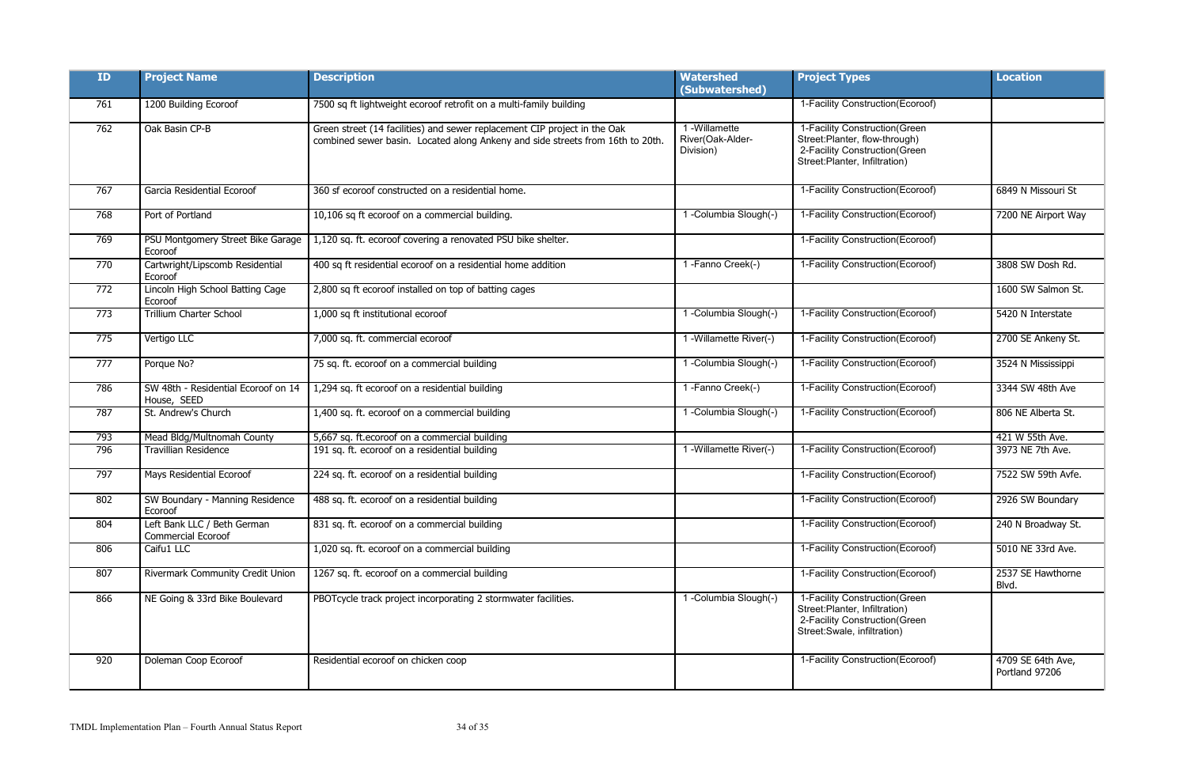| ID | Project Name | Description | Watershed (Subwatershed) | Project Types | Location |
|---|---|---|---|---|---|
| 761 | 1200 Building Ecoroof | 7500 sq ft lightweight ecoroof retrofit on a multi-family building | | 1-Facility Construction(Ecoroof) | |
| 762 | Oak Basin CP-B | Green street (14 facilities) and sewer replacement CIP project in the Oak combined sewer basin. Located along Ankeny and side streets from 16th to 20th. | 1 -Willamette River(Oak-Alder-Division) | 1-Facility Construction(Green Street:Planter, flow-through) 2-Facility Construction(Green Street:Planter, Infiltration) | |
| 767 | Garcia Residential Ecoroof | 360 sf ecoroof constructed on a residential home. | | 1-Facility Construction(Ecoroof) | 6849 N Missouri St |
| 768 | Port of Portland | 10,106 sq ft ecoroof on a commercial building. | 1 -Columbia Slough(-) | 1-Facility Construction(Ecoroof) | 7200 NE Airport Way |
| 769 | PSU Montgomery Street Bike Garage Ecoroof | 1,120 sq. ft. ecoroof covering a renovated PSU bike shelter. | | 1-Facility Construction(Ecoroof) | |
| 770 | Cartwright/Lipscomb Residential Ecoroof | 400 sq ft residential ecoroof on a residential home addition | 1 -Fanno Creek(-) | 1-Facility Construction(Ecoroof) | 3808 SW Dosh Rd. |
| 772 | Lincoln High School Batting Cage Ecoroof | 2,800 sq ft ecoroof installed on top of batting cages | | | 1600 SW Salmon St. |
| 773 | Trillium Charter School | 1,000 sq ft institutional ecoroof | 1 -Columbia Slough(-) | 1-Facility Construction(Ecoroof) | 5420 N Interstate |
| 775 | Vertigo LLC | 7,000 sq. ft. commercial ecoroof | 1 -Willamette River(-) | 1-Facility Construction(Ecoroof) | 2700 SE Ankeny St. |
| 777 | Porque No? | 75 sq. ft. ecoroof on a commercial building | 1 -Columbia Slough(-) | 1-Facility Construction(Ecoroof) | 3524 N Mississippi |
| 786 | SW 48th - Residential Ecoroof on 14 House, SEED | 1,294 sq. ft ecoroof on a residential building | 1 -Fanno Creek(-) | 1-Facility Construction(Ecoroof) | 3344 SW 48th Ave |
| 787 | St. Andrew's Church | 1,400 sq. ft. ecoroof on a commercial building | 1 -Columbia Slough(-) | 1-Facility Construction(Ecoroof) | 806 NE Alberta St. |
| 793 | Mead Bldg/Multnomah County | 5,667 sq. ft.ecoroof on a commercial building | | | 421 W 55th Ave. |
| 796 | Travillian Residence | 191 sq. ft. ecoroof on a residential building | 1 -Willamette River(-) | 1-Facility Construction(Ecoroof) | 3973 NE 7th Ave. |
| 797 | Mays Residential Ecoroof | 224 sq. ft. ecoroof on a residential building | | 1-Facility Construction(Ecoroof) | 7522 SW 59th Avfe. |
| 802 | SW Boundary - Manning Residence Ecoroof | 488 sq. ft. ecoroof on a residential building | | 1-Facility Construction(Ecoroof) | 2926 SW Boundary |
| 804 | Left Bank LLC / Beth German Commercial Ecoroof | 831 sq. ft. ecoroof on a commercial building | | 1-Facility Construction(Ecoroof) | 240 N Broadway St. |
| 806 | Caifu1 LLC | 1,020 sq. ft. ecoroof on a commercial building | | 1-Facility Construction(Ecoroof) | 5010 NE 33rd Ave. |
| 807 | Rivermark Community Credit Union | 1267 sq. ft. ecoroof on a commercial building | | 1-Facility Construction(Ecoroof) | 2537 SE Hawthorne Blvd. |
| 866 | NE Going & 33rd Bike Boulevard | PBOTcycle track project incorporating 2 stormwater facilities. | 1 -Columbia Slough(-) | 1-Facility Construction(Green Street:Planter, Infiltration) 2-Facility Construction(Green Street:Swale, infiltration) | |
| 920 | Doleman Coop Ecoroof | Residential ecoroof on chicken coop | | 1-Facility Construction(Ecoroof) | 4709 SE 64th Ave, Portland 97206 |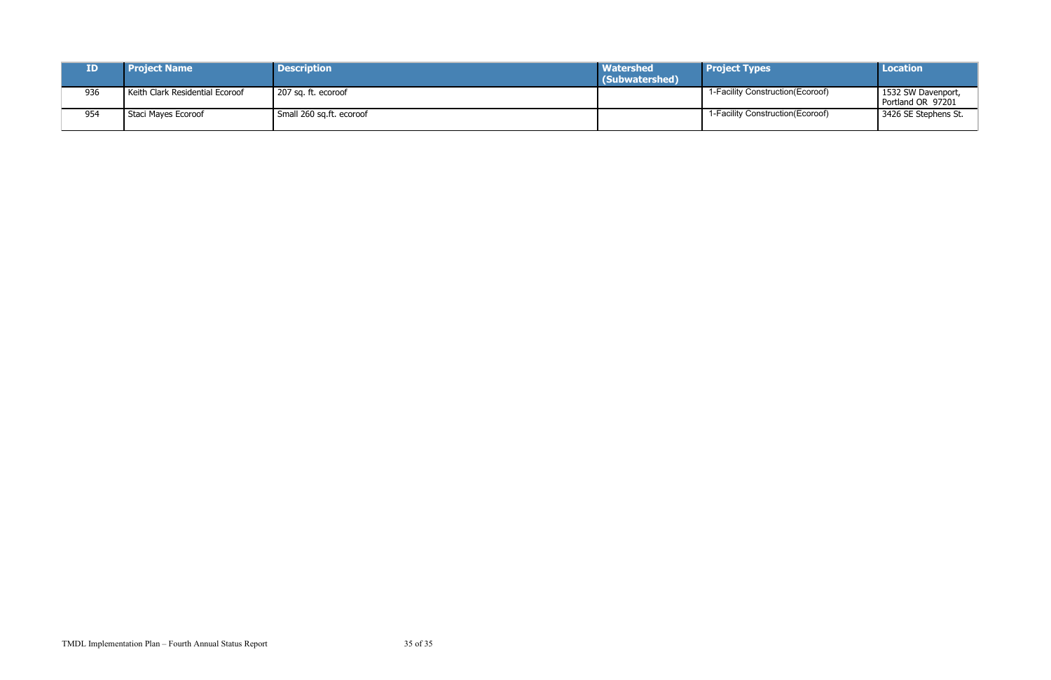| ID | Project Name | Description | Watershed (Subwatershed) | Project Types | Location |
|---|---|---|---|---|---|
| 936 | Keith Clark Residential Ecoroof | 207 sq. ft. ecoroof | | 1-Facility Construction(Ecoroof) | 1532 SW Davenport, Portland OR 97201 |
| 954 | Staci Mayes Ecoroof | Small 260 sq.ft. ecoroof | | 1-Facility Construction(Ecoroof) | 3426 SE Stephens St. |